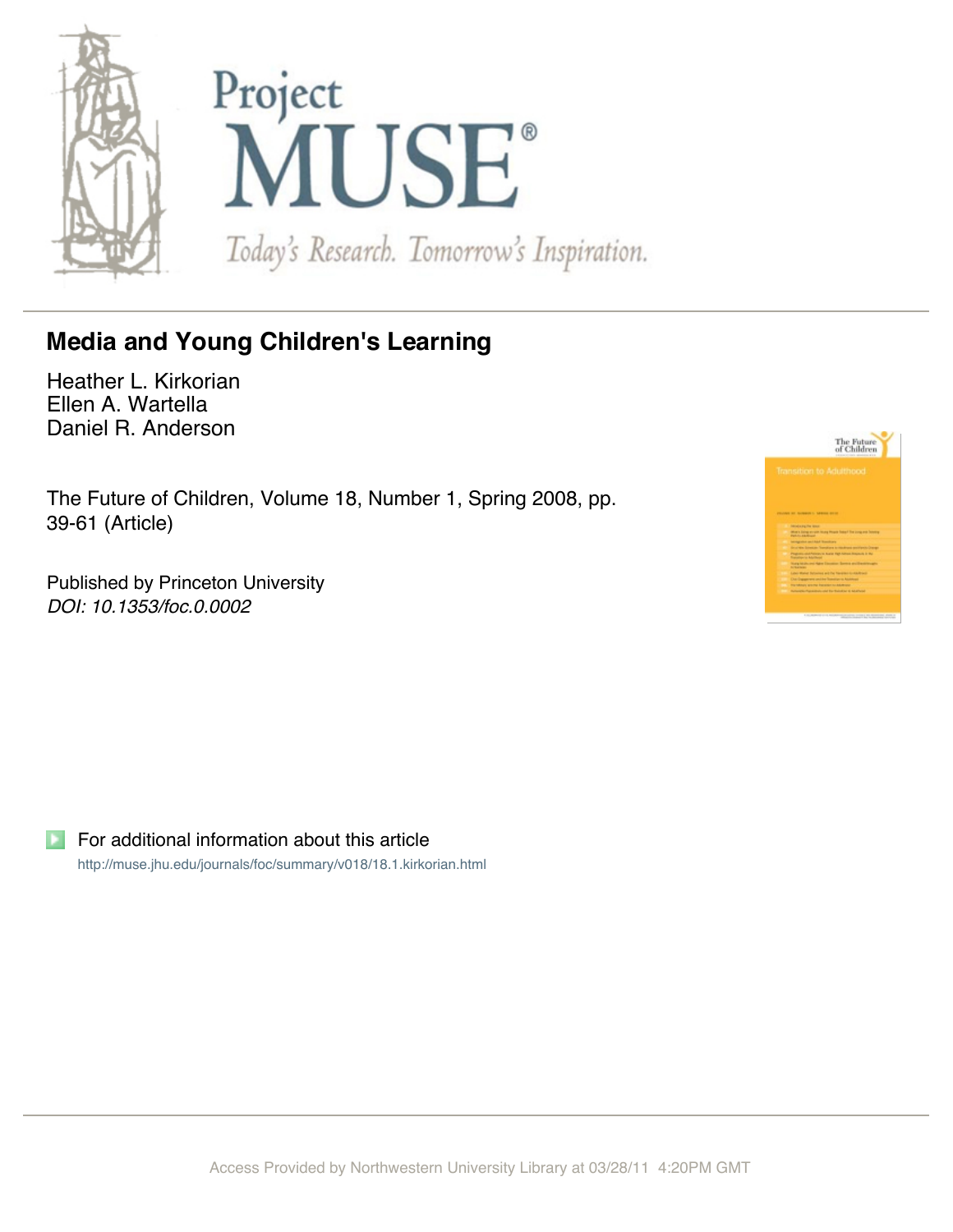Project MUSE®

Today's Research. Tomorrow's Inspiration.

# Media and Young Children's Learning

Heather L. Kirkorian
Ellen A. Wartella
Daniel R. Anderson

The Future of Children, Volume 18, Number 1, Spring 2008, pp. 39-61 (Article)

Published by Princeton University
*DOI: 10.1353/foc.0.0002*

For additional information about this article

http://muse.jhu.edu/journals/foc/summary/v018/18.1.kirkorian.html

Access Provided by Northwestern University Library at 03/28/11 4:20PM GMT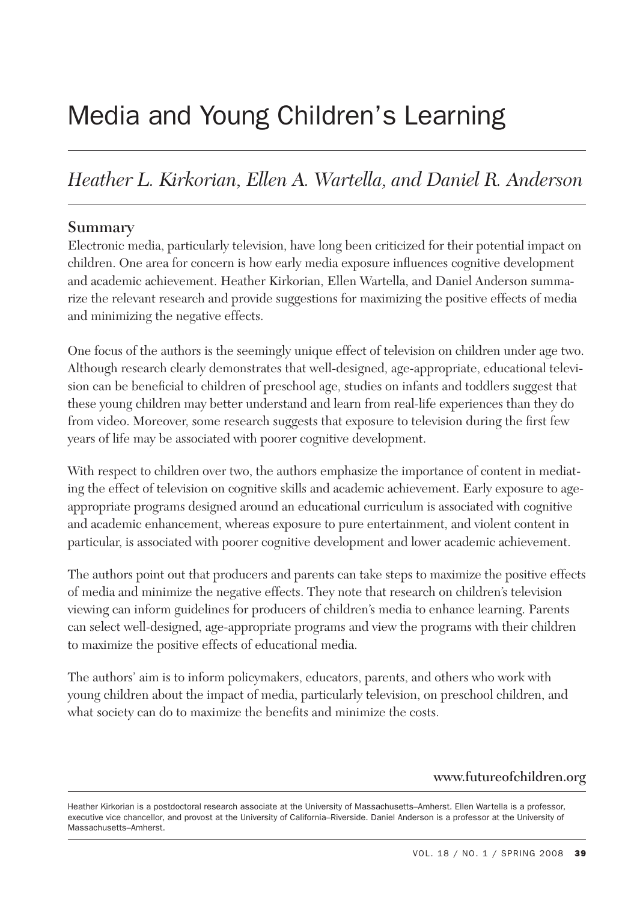# Media and Young Children's Learning

## *Heather L. Kirkorian, Ellen A. Wartella, and Daniel R. Anderson*

### Summary

Electronic media, particularly television, have long been criticized for their potential impact on children. One area for concern is how early media exposure influences cognitive development and academic achievement. Heather Kirkorian, Ellen Wartella, and Daniel Anderson summarize the relevant research and provide suggestions for maximizing the positive effects of media and minimizing the negative effects.

One focus of the authors is the seemingly unique effect of television on children under age two. Although research clearly demonstrates that well-designed, age-appropriate, educational television can be beneficial to children of preschool age, studies on infants and toddlers suggest that these young children may better understand and learn from real-life experiences than they do from video. Moreover, some research suggests that exposure to television during the first few years of life may be associated with poorer cognitive development.

With respect to children over two, the authors emphasize the importance of content in mediating the effect of television on cognitive skills and academic achievement. Early exposure to age-appropriate programs designed around an educational curriculum is associated with cognitive and academic enhancement, whereas exposure to pure entertainment, and violent content in particular, is associated with poorer cognitive development and lower academic achievement.

The authors point out that producers and parents can take steps to maximize the positive effects of media and minimize the negative effects. They note that research on children's television viewing can inform guidelines for producers of children's media to enhance learning. Parents can select well-designed, age-appropriate programs and view the programs with their children to maximize the positive effects of educational media.

The authors' aim is to inform policymakers, educators, parents, and others who work with young children about the impact of media, particularly television, on preschool children, and what society can do to maximize the benefits and minimize the costs.

www.futureofchildren.org

Heather Kirkorian is a postdoctoral research associate at the University of Massachusetts–Amherst. Ellen Wartella is a professor, executive vice chancellor, and provost at the University of California–Riverside. Daniel Anderson is a professor at the University of Massachusetts–Amherst.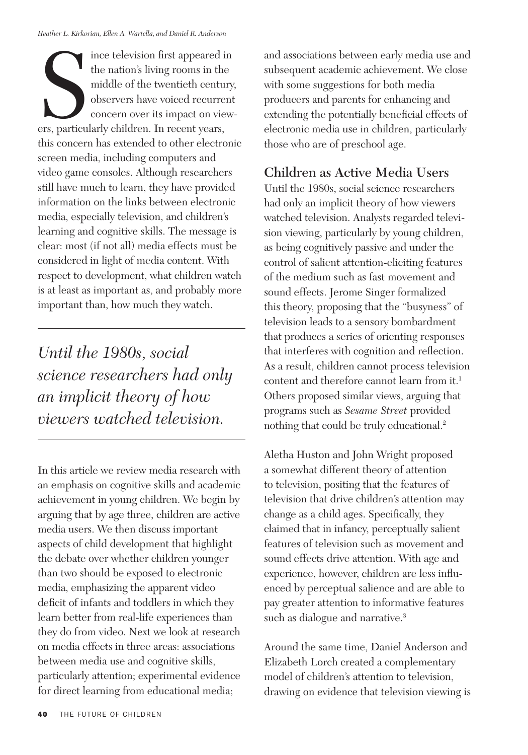Since television first appeared in the nation's living rooms in the middle of the twentieth century, observers have voiced recurrent concern over its impact on viewers, particularly children. In recent years, this concern has extended to other electronic screen media, including computers and video game consoles. Although researchers still have much to learn, they have provided information on the links between electronic media, especially television, and children's learning and cognitive skills. The message is clear: most (if not all) media effects must be considered in light of media content. With respect to development, what children watch is at least as important as, and probably more important than, how much they watch.

*Until the 1980s, social science researchers had only an implicit theory of how viewers watched television.*

In this article we review media research with an emphasis on cognitive skills and academic achievement in young children. We begin by arguing that by age three, children are active media users. We then discuss important aspects of child development that highlight the debate over whether children younger than two should be exposed to electronic media, emphasizing the apparent video deficit of infants and toddlers in which they learn better from real-life experiences than they do from video. Next we look at research on media effects in three areas: associations between media use and cognitive skills, particularly attention; experimental evidence for direct learning from educational media; and associations between early media use and subsequent academic achievement. We close with some suggestions for both media producers and parents for enhancing and extending the potentially beneficial effects of electronic media use in children, particularly those who are of preschool age.

## Children as Active Media Users

Until the 1980s, social science researchers had only an implicit theory of how viewers watched television. Analysts regarded television viewing, particularly by young children, as being cognitively passive and under the control of salient attention-eliciting features of the medium such as fast movement and sound effects. Jerome Singer formalized this theory, proposing that the "busyness" of television leads to a sensory bombardment that produces a series of orienting responses that interferes with cognition and reflection. As a result, children cannot process television content and therefore cannot learn from it.[1] Others proposed similar views, arguing that programs such as *Sesame Street* provided nothing that could be truly educational.[2]

Aletha Huston and John Wright proposed a somewhat different theory of attention to television, positing that the features of television that drive children's attention may change as a child ages. Specifically, they claimed that in infancy, perceptually salient features of television such as movement and sound effects drive attention. With age and experience, however, children are less influenced by perceptual salience and are able to pay greater attention to informative features such as dialogue and narrative.[3]

Around the same time, Daniel Anderson and Elizabeth Lorch created a complementary model of children's attention to television, drawing on evidence that television viewing is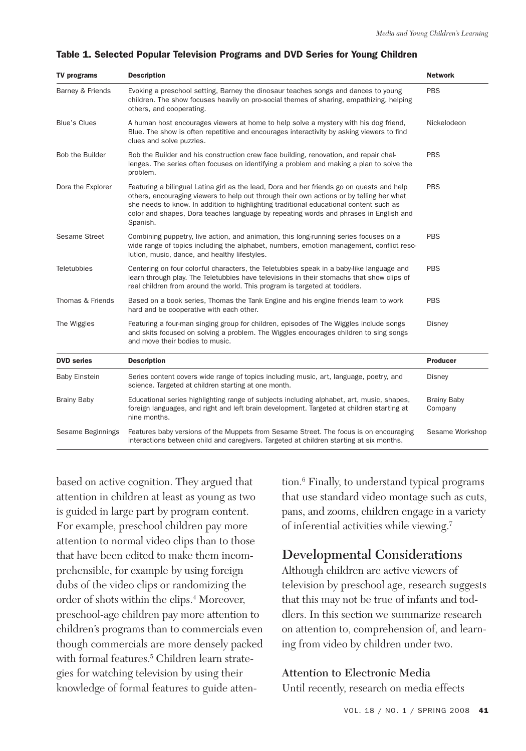**Table 1. Selected Popular Television Programs and DVD Series for Young Children**

| TV programs | Description | Network |
|---|---|---|
| Barney & Friends | Evoking a preschool setting, Barney the dinosaur teaches songs and dances to young children. The show focuses heavily on pro-social themes of sharing, empathizing, helping others, and cooperating. | PBS |
| Blue's Clues | A human host encourages viewers at home to help solve a mystery with his dog friend, Blue. The show is often repetitive and encourages interactivity by asking viewers to find clues and solve puzzles. | Nickelodeon |
| Bob the Builder | Bob the Builder and his construction crew face building, renovation, and repair challenges. The series often focuses on identifying a problem and making a plan to solve the problem. | PBS |
| Dora the Explorer | Featuring a bilingual Latina girl as the lead, Dora and her friends go on quests and help others, encouraging viewers to help out through their own actions or by telling her what she needs to know. In addition to highlighting traditional educational content such as color and shapes, Dora teaches language by repeating words and phrases in English and Spanish. | PBS |
| Sesame Street | Combining puppetry, live action, and animation, this long-running series focuses on a wide range of topics including the alphabet, numbers, emotion management, conflict resolution, music, dance, and healthy lifestyles. | PBS |
| Teletubbies | Centering on four colorful characters, the Teletubbies speak in a baby-like language and learn through play. The Teletubbies have televisions in their stomachs that show clips of real children from around the world. This program is targeted at toddlers. | PBS |
| Thomas & Friends | Based on a book series, Thomas the Tank Engine and his engine friends learn to work hard and be cooperative with each other. | PBS |
| The Wiggles | Featuring a four-man singing group for children, episodes of The Wiggles include songs and skits focused on solving a problem. The Wiggles encourages children to sing songs and move their bodies to music. | Disney |
| **DVD series** | **Description** | **Producer** |
| Baby Einstein | Series content covers wide range of topics including music, art, language, poetry, and science. Targeted at children starting at one month. | Disney |
| Brainy Baby | Educational series highlighting range of subjects including alphabet, art, music, shapes, foreign languages, and right and left brain development. Targeted at children starting at nine months. | Brainy Baby Company |
| Sesame Beginnings | Features baby versions of the Muppets from Sesame Street. The focus is on encouraging interactions between child and caregivers. Targeted at children starting at six months. | Sesame Workshop |

based on active cognition. They argued that attention in children at least as young as two is guided in large part by program content. For example, preschool children pay more attention to normal video clips than to those that have been edited to make them incomprehensible, for example by using foreign dubs of the video clips or randomizing the order of shots within the clips.[4] Moreover, preschool-age children pay more attention to children's programs than to commercials even though commercials are more densely packed with formal features.[5] Children learn strategies for watching television by using their knowledge of formal features to guide attention.[6] Finally, to understand typical programs that use standard video montage such as cuts, pans, and zooms, children engage in a variety of inferential activities while viewing.[7]

## Developmental Considerations

Although children are active viewers of television by preschool age, research suggests that this may not be true of infants and toddlers. In this section we summarize research on attention to, comprehension of, and learning from video by children under two.

### Attention to Electronic Media

Until recently, research on media effects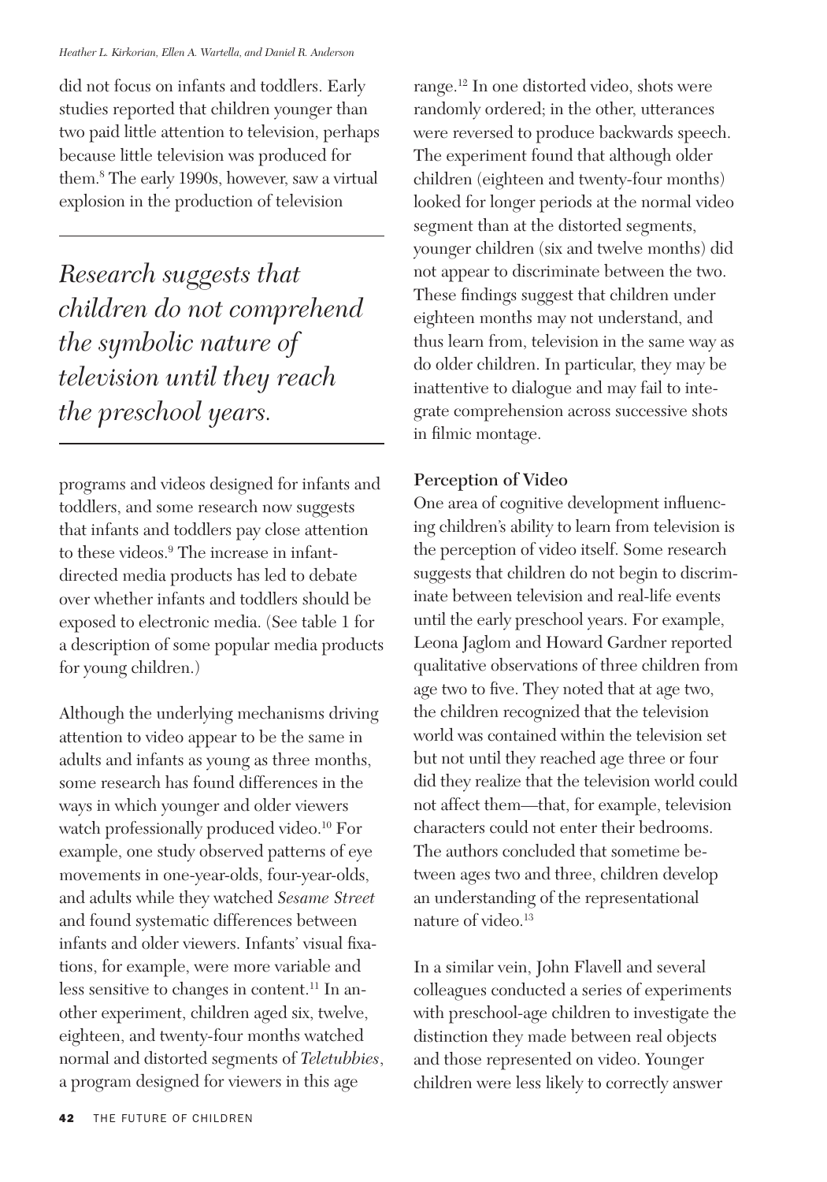did not focus on infants and toddlers. Early studies reported that children younger than two paid little attention to television, perhaps because little television was produced for them.[8] The early 1990s, however, saw a virtual explosion in the production of television programs and videos designed for infants and toddlers, and some research now suggests that infants and toddlers pay close attention to these videos.[9] The increase in infant-directed media products has led to debate over whether infants and toddlers should be exposed to electronic media. (See table 1 for a description of some popular media products for young children.)

*Research suggests that children do not comprehend the symbolic nature of television until they reach the preschool years.*

Although the underlying mechanisms driving attention to video appear to be the same in adults and infants as young as three months, some research has found differences in the ways in which younger and older viewers watch professionally produced video.[10] For example, one study observed patterns of eye movements in one-year-olds, four-year-olds, and adults while they watched *Sesame Street* and found systematic differences between infants and older viewers. Infants' visual fixations, for example, were more variable and less sensitive to changes in content.[11] In another experiment, children aged six, twelve, eighteen, and twenty-four months watched normal and distorted segments of *Teletubbies*, a program designed for viewers in this age range.[12] In one distorted video, shots were randomly ordered; in the other, utterances were reversed to produce backwards speech. The experiment found that although older children (eighteen and twenty-four months) looked for longer periods at the normal video segment than at the distorted segments, younger children (six and twelve months) did not appear to discriminate between the two. These findings suggest that children under eighteen months may not understand, and thus learn from, television in the same way as do older children. In particular, they may be inattentive to dialogue and may fail to integrate comprehension across successive shots in filmic montage.

### Perception of Video

One area of cognitive development influencing children's ability to learn from television is the perception of video itself. Some research suggests that children do not begin to discriminate between television and real-life events until the early preschool years. For example, Leona Jaglom and Howard Gardner reported qualitative observations of three children from age two to five. They noted that at age two, the children recognized that the television world was contained within the television set but not until they reached age three or four did they realize that the television world could not affect them—that, for example, television characters could not enter their bedrooms. The authors concluded that sometime between ages two and three, children develop an understanding of the representational nature of video.[13]

In a similar vein, John Flavell and several colleagues conducted a series of experiments with preschool-age children to investigate the distinction they made between real objects and those represented on video. Younger children were less likely to correctly answer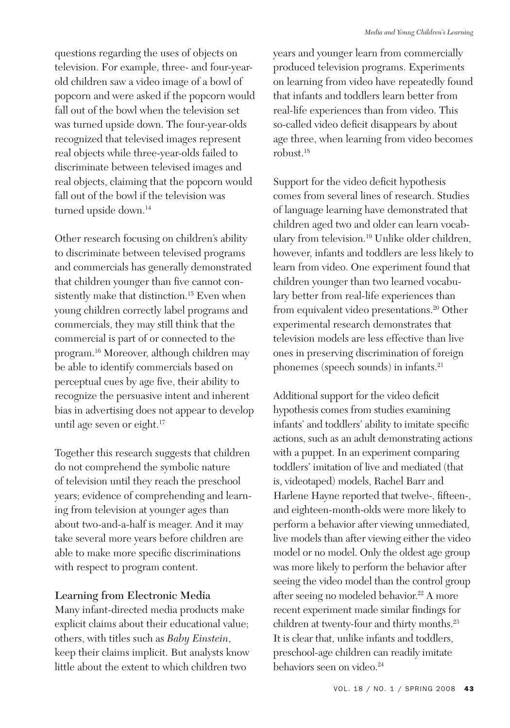questions regarding the uses of objects on television. For example, three- and four-year-old children saw a video image of a bowl of popcorn and were asked if the popcorn would fall out of the bowl when the television set was turned upside down. The four-year-olds recognized that televised images represent real objects while three-year-olds failed to discriminate between televised images and real objects, claiming that the popcorn would fall out of the bowl if the television was turned upside down.[14]

Other research focusing on children's ability to discriminate between televised programs and commercials has generally demonstrated that children younger than five cannot consistently make that distinction.[15] Even when young children correctly label programs and commercials, they may still think that the commercial is part of or connected to the program.[16] Moreover, although children may be able to identify commercials based on perceptual cues by age five, their ability to recognize the persuasive intent and inherent bias in advertising does not appear to develop until age seven or eight.[17]

Together this research suggests that children do not comprehend the symbolic nature of television until they reach the preschool years; evidence of comprehending and learning from television at younger ages than about two-and-a-half is meager. And it may take several more years before children are able to make more specific discriminations with respect to program content.

## Learning from Electronic Media

Many infant-directed media products make explicit claims about their educational value; others, with titles such as *Baby Einstein*, keep their claims implicit. But analysts know little about the extent to which children two years and younger learn from commercially produced television programs. Experiments on learning from video have repeatedly found that infants and toddlers learn better from real-life experiences than from video. This so-called video deficit disappears by about age three, when learning from video becomes robust.[18]

Support for the video deficit hypothesis comes from several lines of research. Studies of language learning have demonstrated that children aged two and older can learn vocabulary from television.[19] Unlike older children, however, infants and toddlers are less likely to learn from video. One experiment found that children younger than two learned vocabulary better from real-life experiences than from equivalent video presentations.[20] Other experimental research demonstrates that television models are less effective than live ones in preserving discrimination of foreign phonemes (speech sounds) in infants.[21]

Additional support for the video deficit hypothesis comes from studies examining infants' and toddlers' ability to imitate specific actions, such as an adult demonstrating actions with a puppet. In an experiment comparing toddlers' imitation of live and mediated (that is, videotaped) models, Rachel Barr and Harlene Hayne reported that twelve-, fifteen-, and eighteen-month-olds were more likely to perform a behavior after viewing unmediated, live models than after viewing either the video model or no model. Only the oldest age group was more likely to perform the behavior after seeing the video model than the control group after seeing no modeled behavior.[22] A more recent experiment made similar findings for children at twenty-four and thirty months.[23] It is clear that, unlike infants and toddlers, preschool-age children can readily imitate behaviors seen on video.[24]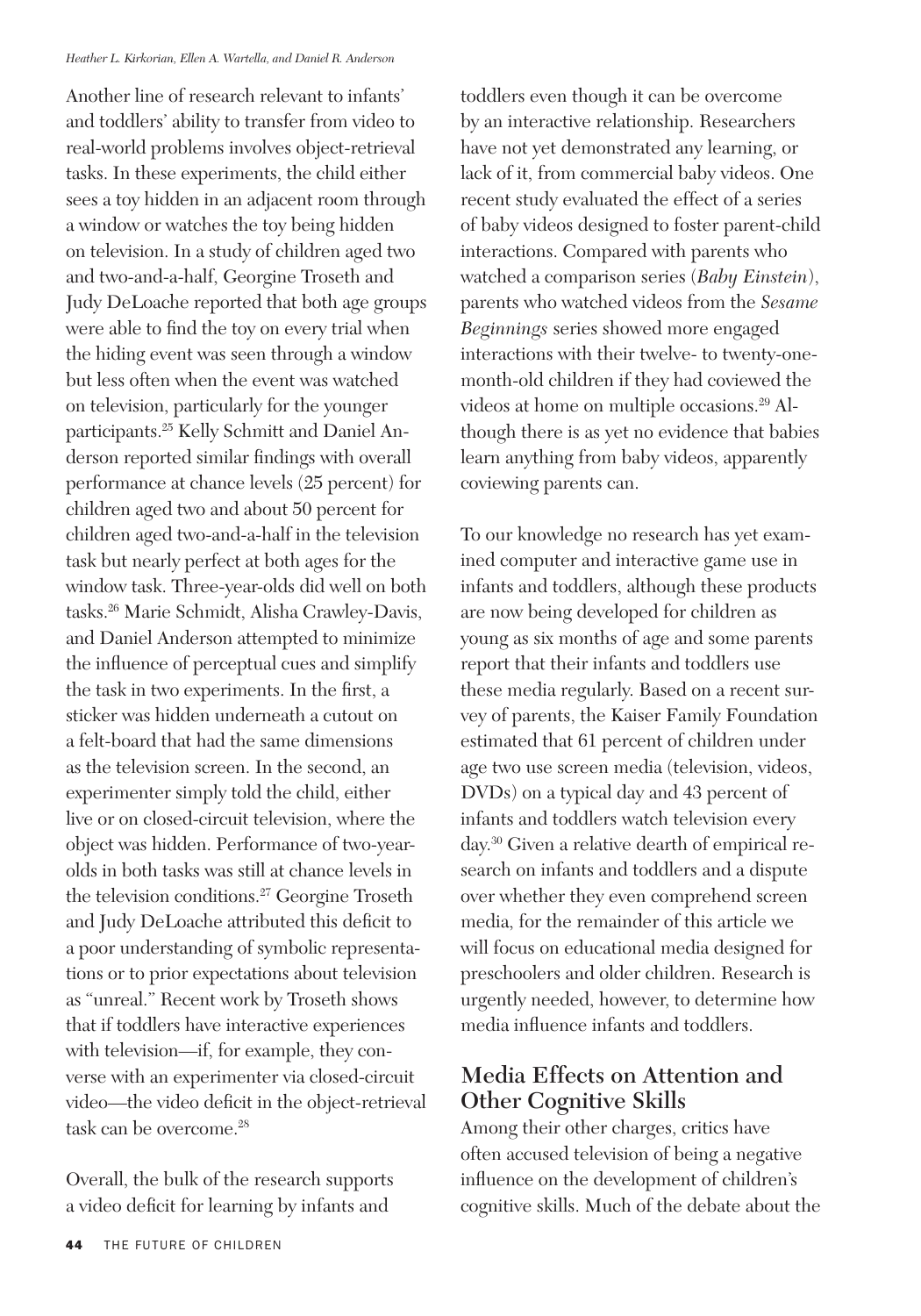Another line of research relevant to infants' and toddlers' ability to transfer from video to real-world problems involves object-retrieval tasks. In these experiments, the child either sees a toy hidden in an adjacent room through a window or watches the toy being hidden on television. In a study of children aged two and two-and-a-half, Georgine Troseth and Judy DeLoache reported that both age groups were able to find the toy on every trial when the hiding event was seen through a window but less often when the event was watched on television, particularly for the younger participants.[25] Kelly Schmitt and Daniel Anderson reported similar findings with overall performance at chance levels (25 percent) for children aged two and about 50 percent for children aged two-and-a-half in the television task but nearly perfect at both ages for the window task. Three-year-olds did well on both tasks.[26] Marie Schmidt, Alisha Crawley-Davis, and Daniel Anderson attempted to minimize the influence of perceptual cues and simplify the task in two experiments. In the first, a sticker was hidden underneath a cutout on a felt-board that had the same dimensions as the television screen. In the second, an experimenter simply told the child, either live or on closed-circuit television, where the object was hidden. Performance of two-year-olds in both tasks was still at chance levels in the television conditions.[27] Georgine Troseth and Judy DeLoache attributed this deficit to a poor understanding of symbolic representations or to prior expectations about television as "unreal." Recent work by Troseth shows that if toddlers have interactive experiences with television—if, for example, they converse with an experimenter via closed-circuit video—the video deficit in the object-retrieval task can be overcome.[28]

Overall, the bulk of the research supports a video deficit for learning by infants and toddlers even though it can be overcome by an interactive relationship. Researchers have not yet demonstrated any learning, or lack of it, from commercial baby videos. One recent study evaluated the effect of a series of baby videos designed to foster parent-child interactions. Compared with parents who watched a comparison series (*Baby Einstein*), parents who watched videos from the *Sesame Beginnings* series showed more engaged interactions with their twelve- to twenty-one-month-old children if they had coviewed the videos at home on multiple occasions.[29] Although there is as yet no evidence that babies learn anything from baby videos, apparently coviewing parents can.

To our knowledge no research has yet examined computer and interactive game use in infants and toddlers, although these products are now being developed for children as young as six months of age and some parents report that their infants and toddlers use these media regularly. Based on a recent survey of parents, the Kaiser Family Foundation estimated that 61 percent of children under age two use screen media (television, videos, DVDs) on a typical day and 43 percent of infants and toddlers watch television every day.[30] Given a relative dearth of empirical research on infants and toddlers and a dispute over whether they even comprehend screen media, for the remainder of this article we will focus on educational media designed for preschoolers and older children. Research is urgently needed, however, to determine how media influence infants and toddlers.

## Media Effects on Attention and Other Cognitive Skills

Among their other charges, critics have often accused television of being a negative influence on the development of children's cognitive skills. Much of the debate about the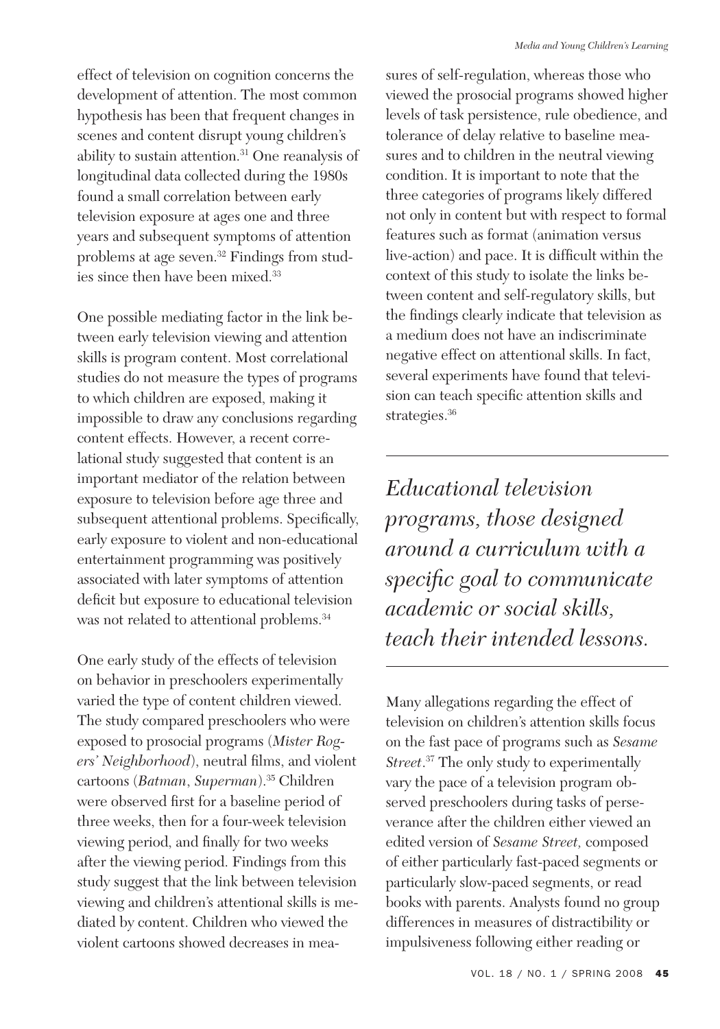effect of television on cognition concerns the development of attention. The most common hypothesis has been that frequent changes in scenes and content disrupt young children's ability to sustain attention.[31] One reanalysis of longitudinal data collected during the 1980s found a small correlation between early television exposure at ages one and three years and subsequent symptoms of attention problems at age seven.[32] Findings from studies since then have been mixed.[33]

One possible mediating factor in the link between early television viewing and attention skills is program content. Most correlational studies do not measure the types of programs to which children are exposed, making it impossible to draw any conclusions regarding content effects. However, a recent correlational study suggested that content is an important mediator of the relation between exposure to television before age three and subsequent attentional problems. Specifically, early exposure to violent and non-educational entertainment programming was positively associated with later symptoms of attention deficit but exposure to educational television was not related to attentional problems.[34]

One early study of the effects of television on behavior in preschoolers experimentally varied the type of content children viewed. The study compared preschoolers who were exposed to prosocial programs (*Mister Rogers' Neighborhood*), neutral films, and violent cartoons (*Batman*, *Superman*).[35] Children were observed first for a baseline period of three weeks, then for a four-week television viewing period, and finally for two weeks after the viewing period. Findings from this study suggest that the link between television viewing and children's attentional skills is mediated by content. Children who viewed the violent cartoons showed decreases in measures of self-regulation, whereas those who viewed the prosocial programs showed higher levels of task persistence, rule obedience, and tolerance of delay relative to baseline measures and to children in the neutral viewing condition. It is important to note that the three categories of programs likely differed not only in content but with respect to formal features such as format (animation versus live-action) and pace. It is difficult within the context of this study to isolate the links between content and self-regulatory skills, but the findings clearly indicate that television as a medium does not have an indiscriminate negative effect on attentional skills. In fact, several experiments have found that television can teach specific attention skills and strategies.[36]

> *Educational television programs, those designed around a curriculum with a specific goal to communicate academic or social skills, teach their intended lessons.*

Many allegations regarding the effect of television on children's attention skills focus on the fast pace of programs such as *Sesame Street*.[37] The only study to experimentally vary the pace of a television program observed preschoolers during tasks of perseverance after the children either viewed an edited version of *Sesame Street,* composed of either particularly fast-paced segments or particularly slow-paced segments, or read books with parents. Analysts found no group differences in measures of distractibility or impulsiveness following either reading or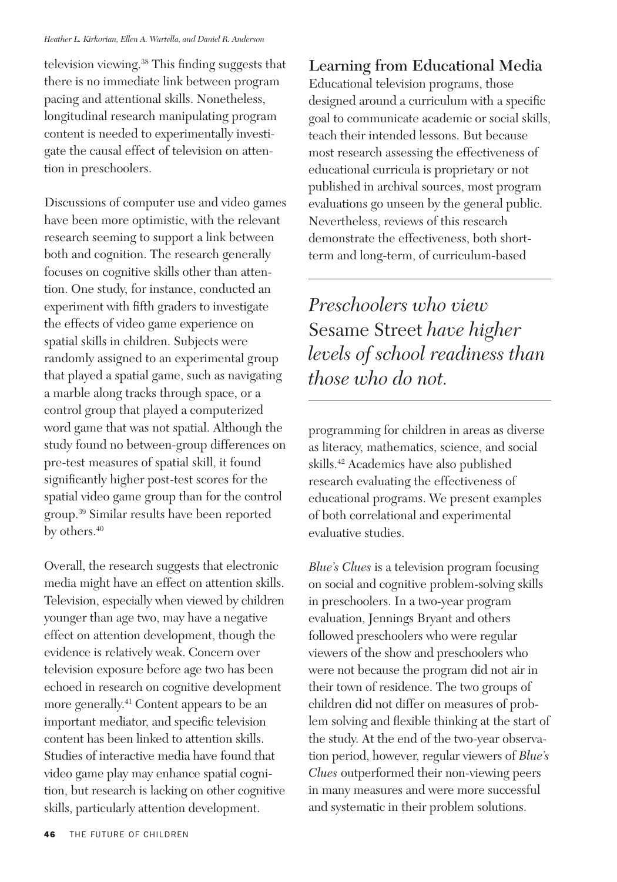television viewing.[38] This finding suggests that there is no immediate link between program pacing and attentional skills. Nonetheless, longitudinal research manipulating program content is needed to experimentally investigate the causal effect of television on attention in preschoolers.

Discussions of computer use and video games have been more optimistic, with the relevant research seeming to support a link between both and cognition. The research generally focuses on cognitive skills other than attention. One study, for instance, conducted an experiment with fifth graders to investigate the effects of video game experience on spatial skills in children. Subjects were randomly assigned to an experimental group that played a spatial game, such as navigating a marble along tracks through space, or a control group that played a computerized word game that was not spatial. Although the study found no between-group differences on pre-test measures of spatial skill, it found significantly higher post-test scores for the spatial video game group than for the control group.[39] Similar results have been reported by others.[40]

Overall, the research suggests that electronic media might have an effect on attention skills. Television, especially when viewed by children younger than age two, may have a negative effect on attention development, though the evidence is relatively weak. Concern over television exposure before age two has been echoed in research on cognitive development more generally.[41] Content appears to be an important mediator, and specific television content has been linked to attention skills. Studies of interactive media have found that video game play may enhance spatial cognition, but research is lacking on other cognitive skills, particularly attention development.

## Learning from Educational Media

Educational television programs, those designed around a curriculum with a specific goal to communicate academic or social skills, teach their intended lessons. But because most research assessing the effectiveness of educational curricula is proprietary or not published in archival sources, most program evaluations go unseen by the general public. Nevertheless, reviews of this research demonstrate the effectiveness, both short-term and long-term, of curriculum-based programming for children in areas as diverse as literacy, mathematics, science, and social skills.[42] Academics have also published research evaluating the effectiveness of educational programs. We present examples of both correlational and experimental evaluative studies.

> *Preschoolers who view* Sesame Street *have higher levels of school readiness than those who do not.*

*Blue's Clues* is a television program focusing on social and cognitive problem-solving skills in preschoolers. In a two-year program evaluation, Jennings Bryant and others followed preschoolers who were regular viewers of the show and preschoolers who were not because the program did not air in their town of residence. The two groups of children did not differ on measures of problem solving and flexible thinking at the start of the study. At the end of the two-year observation period, however, regular viewers of *Blue's Clues* outperformed their non-viewing peers in many measures and were more successful and systematic in their problem solutions.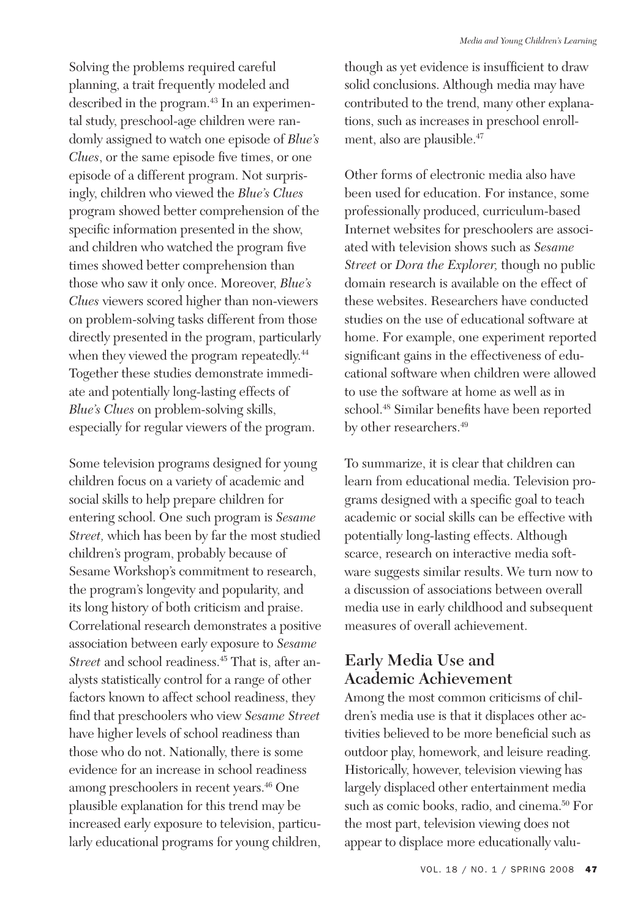Solving the problems required careful planning, a trait frequently modeled and described in the program.[43] In an experimental study, preschool-age children were randomly assigned to watch one episode of *Blue's Clues*, or the same episode five times, or one episode of a different program. Not surprisingly, children who viewed the *Blue's Clues* program showed better comprehension of the specific information presented in the show, and children who watched the program five times showed better comprehension than those who saw it only once. Moreover, *Blue's Clues* viewers scored higher than non-viewers on problem-solving tasks different from those directly presented in the program, particularly when they viewed the program repeatedly.[44] Together these studies demonstrate immediate and potentially long-lasting effects of *Blue's Clues* on problem-solving skills, especially for regular viewers of the program.

Some television programs designed for young children focus on a variety of academic and social skills to help prepare children for entering school. One such program is *Sesame Street,* which has been by far the most studied children's program, probably because of Sesame Workshop's commitment to research, the program's longevity and popularity, and its long history of both criticism and praise. Correlational research demonstrates a positive association between early exposure to *Sesame Street* and school readiness.[45] That is, after analysts statistically control for a range of other factors known to affect school readiness, they find that preschoolers who view *Sesame Street* have higher levels of school readiness than those who do not. Nationally, there is some evidence for an increase in school readiness among preschoolers in recent years.[46] One plausible explanation for this trend may be increased early exposure to television, particularly educational programs for young children, though as yet evidence is insufficient to draw solid conclusions. Although media may have contributed to the trend, many other explanations, such as increases in preschool enrollment, also are plausible.[47]

Other forms of electronic media also have been used for education. For instance, some professionally produced, curriculum-based Internet websites for preschoolers are associated with television shows such as *Sesame Street* or *Dora the Explorer,* though no public domain research is available on the effect of these websites. Researchers have conducted studies on the use of educational software at home. For example, one experiment reported significant gains in the effectiveness of educational software when children were allowed to use the software at home as well as in school.[48] Similar benefits have been reported by other researchers.[49]

To summarize, it is clear that children can learn from educational media. Television programs designed with a specific goal to teach academic or social skills can be effective with potentially long-lasting effects. Although scarce, research on interactive media software suggests similar results. We turn now to a discussion of associations between overall media use in early childhood and subsequent measures of overall achievement.

## Early Media Use and Academic Achievement

Among the most common criticisms of children's media use is that it displaces other activities believed to be more beneficial such as outdoor play, homework, and leisure reading. Historically, however, television viewing has largely displaced other entertainment media such as comic books, radio, and cinema.[50] For the most part, television viewing does not appear to displace more educationally valu-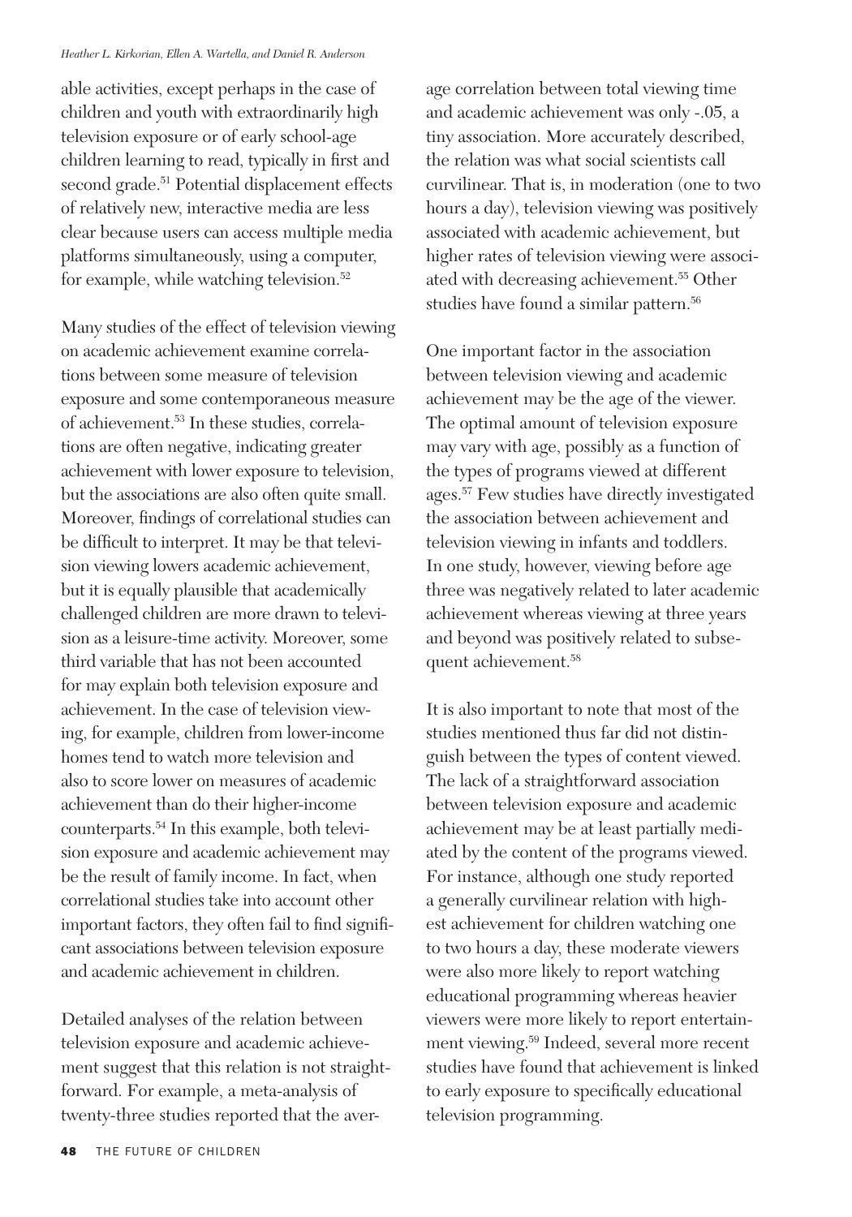able activities, except perhaps in the case of children and youth with extraordinarily high television exposure or of early school-age children learning to read, typically in first and second grade.[51] Potential displacement effects of relatively new, interactive media are less clear because users can access multiple media platforms simultaneously, using a computer, for example, while watching television.[52]

Many studies of the effect of television viewing on academic achievement examine correlations between some measure of television exposure and some contemporaneous measure of achievement.[53] In these studies, correlations are often negative, indicating greater achievement with lower exposure to television, but the associations are also often quite small. Moreover, findings of correlational studies can be difficult to interpret. It may be that television viewing lowers academic achievement, but it is equally plausible that academically challenged children are more drawn to television as a leisure-time activity. Moreover, some third variable that has not been accounted for may explain both television exposure and achievement. In the case of television viewing, for example, children from lower-income homes tend to watch more television and also to score lower on measures of academic achievement than do their higher-income counterparts.[54] In this example, both television exposure and academic achievement may be the result of family income. In fact, when correlational studies take into account other important factors, they often fail to find significant associations between television exposure and academic achievement in children.

Detailed analyses of the relation between television exposure and academic achievement suggest that this relation is not straightforward. For example, a meta-analysis of twenty-three studies reported that the average correlation between total viewing time and academic achievement was only -.05, a tiny association. More accurately described, the relation was what social scientists call curvilinear. That is, in moderation (one to two hours a day), television viewing was positively associated with academic achievement, but higher rates of television viewing were associated with decreasing achievement.[55] Other studies have found a similar pattern.[56]

One important factor in the association between television viewing and academic achievement may be the age of the viewer. The optimal amount of television exposure may vary with age, possibly as a function of the types of programs viewed at different ages.[57] Few studies have directly investigated the association between achievement and television viewing in infants and toddlers. In one study, however, viewing before age three was negatively related to later academic achievement whereas viewing at three years and beyond was positively related to subsequent achievement.[58]

It is also important to note that most of the studies mentioned thus far did not distinguish between the types of content viewed. The lack of a straightforward association between television exposure and academic achievement may be at least partially mediated by the content of the programs viewed. For instance, although one study reported a generally curvilinear relation with highest achievement for children watching one to two hours a day, these moderate viewers were also more likely to report watching educational programming whereas heavier viewers were more likely to report entertainment viewing.[59] Indeed, several more recent studies have found that achievement is linked to early exposure to specifically educational television programming.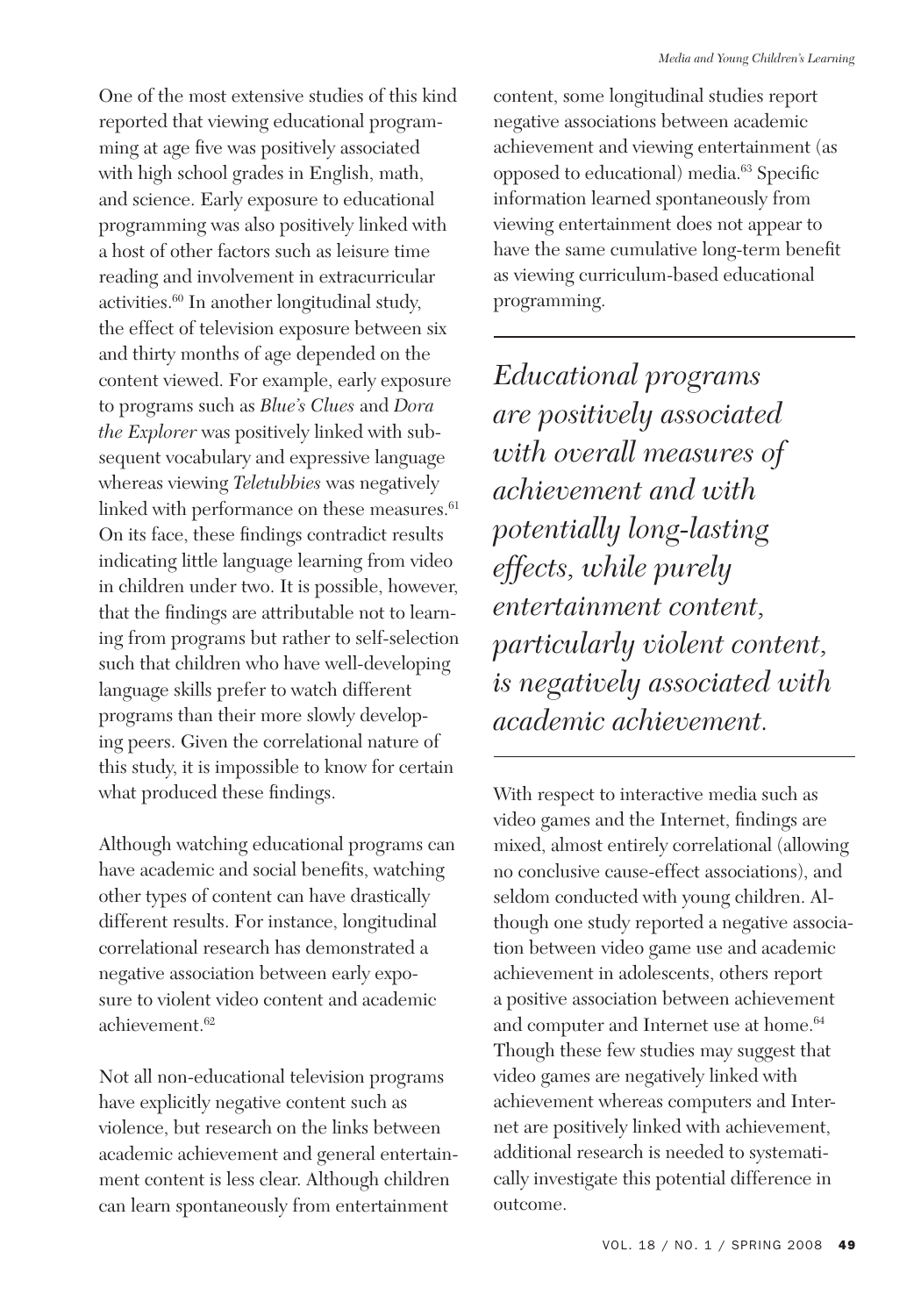One of the most extensive studies of this kind reported that viewing educational programming at age five was positively associated with high school grades in English, math, and science. Early exposure to educational programming was also positively linked with a host of other factors such as leisure time reading and involvement in extracurricular activities.[60] In another longitudinal study, the effect of television exposure between six and thirty months of age depended on the content viewed. For example, early exposure to programs such as *Blue's Clues* and *Dora the Explorer* was positively linked with subsequent vocabulary and expressive language whereas viewing *Teletubbies* was negatively linked with performance on these measures.[61] On its face, these findings contradict results indicating little language learning from video in children under two. It is possible, however, that the findings are attributable not to learning from programs but rather to self-selection such that children who have well-developing language skills prefer to watch different programs than their more slowly developing peers. Given the correlational nature of this study, it is impossible to know for certain what produced these findings.

Although watching educational programs can have academic and social benefits, watching other types of content can have drastically different results. For instance, longitudinal correlational research has demonstrated a negative association between early exposure to violent video content and academic achievement.[62]

Not all non-educational television programs have explicitly negative content such as violence, but research on the links between academic achievement and general entertainment content is less clear. Although children can learn spontaneously from entertainment content, some longitudinal studies report negative associations between academic achievement and viewing entertainment (as opposed to educational) media.[63] Specific information learned spontaneously from viewing entertainment does not appear to have the same cumulative long-term benefit as viewing curriculum-based educational programming.

*Educational programs are positively associated with overall measures of achievement and with potentially long-lasting effects, while purely entertainment content, particularly violent content, is negatively associated with academic achievement.*

With respect to interactive media such as video games and the Internet, findings are mixed, almost entirely correlational (allowing no conclusive cause-effect associations), and seldom conducted with young children. Although one study reported a negative association between video game use and academic achievement in adolescents, others report a positive association between achievement and computer and Internet use at home.[64] Though these few studies may suggest that video games are negatively linked with achievement whereas computers and Internet are positively linked with achievement, additional research is needed to systematically investigate this potential difference in outcome.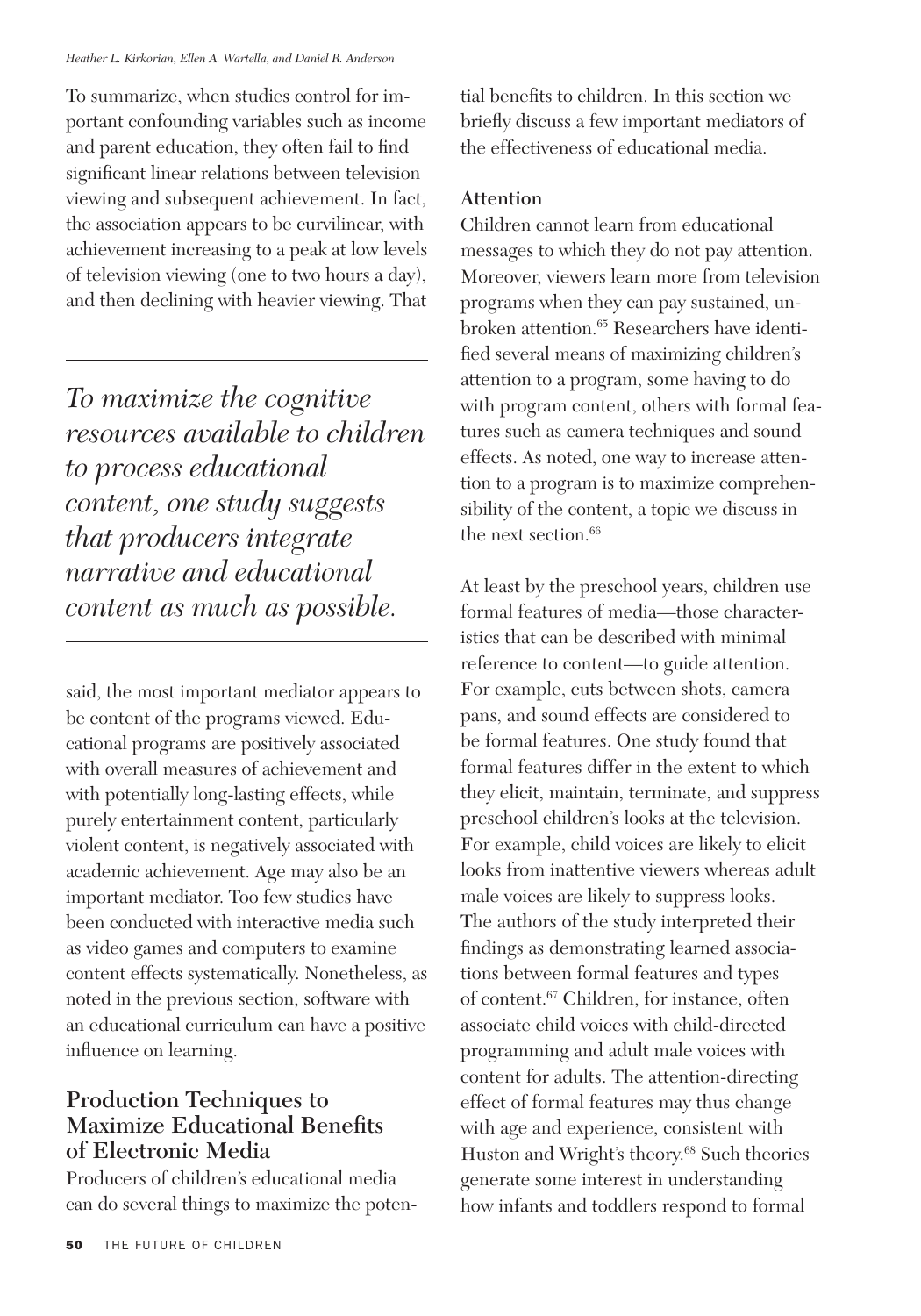To summarize, when studies control for important confounding variables such as income and parent education, they often fail to find significant linear relations between television viewing and subsequent achievement. In fact, the association appears to be curvilinear, with achievement increasing to a peak at low levels of television viewing (one to two hours a day), and then declining with heavier viewing. That said, the most important mediator appears to be content of the programs viewed. Educational programs are positively associated with overall measures of achievement and with potentially long-lasting effects, while purely entertainment content, particularly violent content, is negatively associated with academic achievement. Age may also be an important mediator. Too few studies have been conducted with interactive media such as video games and computers to examine content effects systematically. Nonetheless, as noted in the previous section, software with an educational curriculum can have a positive influence on learning.

*To maximize the cognitive resources available to children to process educational content, one study suggests that producers integrate narrative and educational content as much as possible.*

## Production Techniques to Maximize Educational Benefits of Electronic Media

Producers of children's educational media can do several things to maximize the potential benefits to children. In this section we briefly discuss a few important mediators of the effectiveness of educational media.

### Attention

Children cannot learn from educational messages to which they do not pay attention. Moreover, viewers learn more from television programs when they can pay sustained, unbroken attention.[65] Researchers have identified several means of maximizing children's attention to a program, some having to do with program content, others with formal features such as camera techniques and sound effects. As noted, one way to increase attention to a program is to maximize comprehensibility of the content, a topic we discuss in the next section.[66]

At least by the preschool years, children use formal features of media—those characteristics that can be described with minimal reference to content—to guide attention. For example, cuts between shots, camera pans, and sound effects are considered to be formal features. One study found that formal features differ in the extent to which they elicit, maintain, terminate, and suppress preschool children's looks at the television. For example, child voices are likely to elicit looks from inattentive viewers whereas adult male voices are likely to suppress looks. The authors of the study interpreted their findings as demonstrating learned associations between formal features and types of content.[67] Children, for instance, often associate child voices with child-directed programming and adult male voices with content for adults. The attention-directing effect of formal features may thus change with age and experience, consistent with Huston and Wright's theory.[68] Such theories generate some interest in understanding how infants and toddlers respond to formal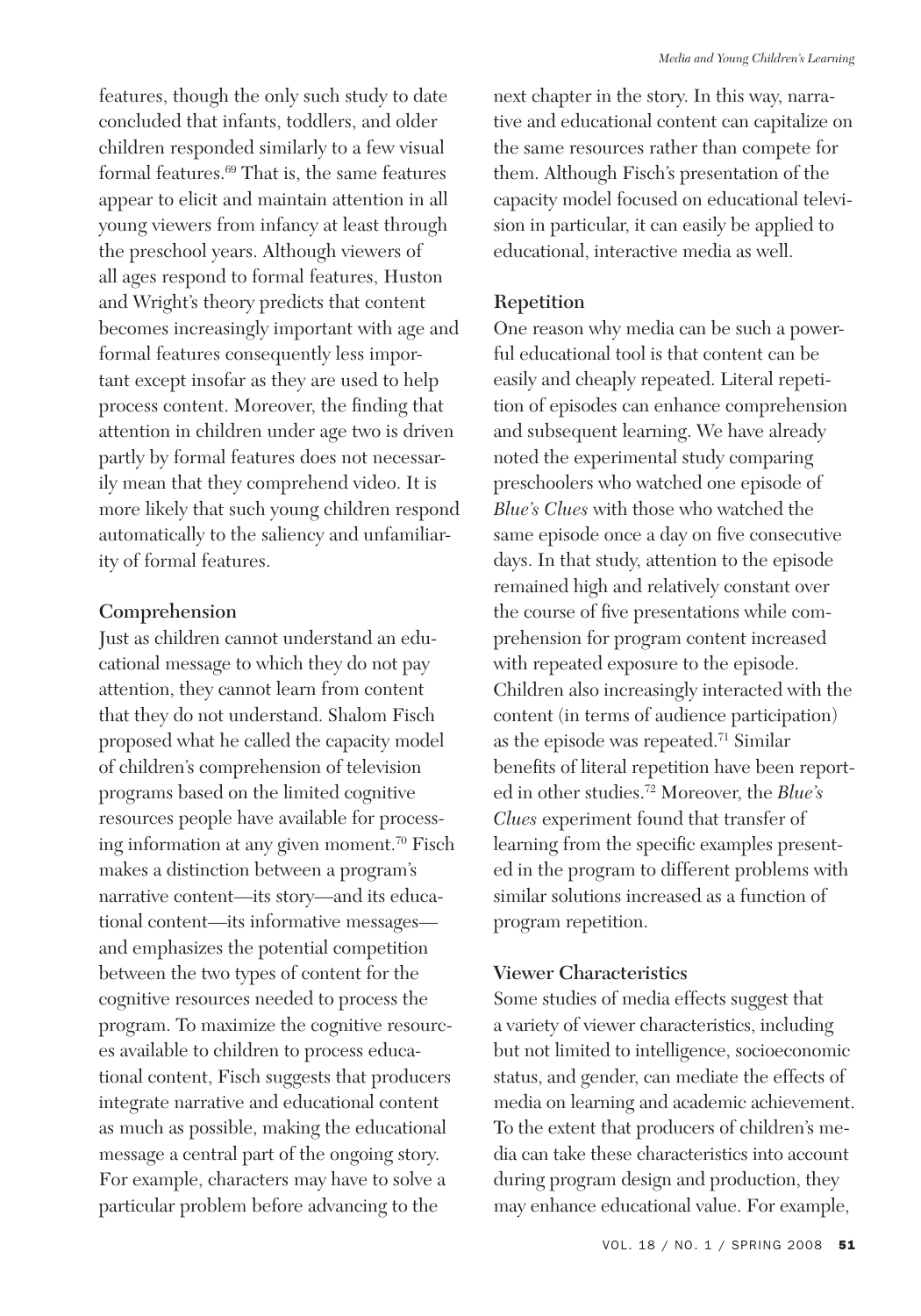features, though the only such study to date concluded that infants, toddlers, and older children responded similarly to a few visual formal features.[69] That is, the same features appear to elicit and maintain attention in all young viewers from infancy at least through the preschool years. Although viewers of all ages respond to formal features, Huston and Wright's theory predicts that content becomes increasingly important with age and formal features consequently less important except insofar as they are used to help process content. Moreover, the finding that attention in children under age two is driven partly by formal features does not necessarily mean that they comprehend video. It is more likely that such young children respond automatically to the saliency and unfamiliarity of formal features.

### Comprehension

Just as children cannot understand an educational message to which they do not pay attention, they cannot learn from content that they do not understand. Shalom Fisch proposed what he called the capacity model of children's comprehension of television programs based on the limited cognitive resources people have available for processing information at any given moment.[70] Fisch makes a distinction between a program's narrative content—its story—and its educational content—its informative messages—and emphasizes the potential competition between the two types of content for the cognitive resources needed to process the program. To maximize the cognitive resources available to children to process educational content, Fisch suggests that producers integrate narrative and educational content as much as possible, making the educational message a central part of the ongoing story. For example, characters may have to solve a particular problem before advancing to the next chapter in the story. In this way, narrative and educational content can capitalize on the same resources rather than compete for them. Although Fisch's presentation of the capacity model focused on educational television in particular, it can easily be applied to educational, interactive media as well.

### Repetition

One reason why media can be such a powerful educational tool is that content can be easily and cheaply repeated. Literal repetition of episodes can enhance comprehension and subsequent learning. We have already noted the experimental study comparing preschoolers who watched one episode of *Blue's Clues* with those who watched the same episode once a day on five consecutive days. In that study, attention to the episode remained high and relatively constant over the course of five presentations while comprehension for program content increased with repeated exposure to the episode. Children also increasingly interacted with the content (in terms of audience participation) as the episode was repeated.[71] Similar benefits of literal repetition have been reported in other studies.[72] Moreover, the *Blue's Clues* experiment found that transfer of learning from the specific examples presented in the program to different problems with similar solutions increased as a function of program repetition.

### Viewer Characteristics

Some studies of media effects suggest that a variety of viewer characteristics, including but not limited to intelligence, socioeconomic status, and gender, can mediate the effects of media on learning and academic achievement. To the extent that producers of children's media can take these characteristics into account during program design and production, they may enhance educational value. For example,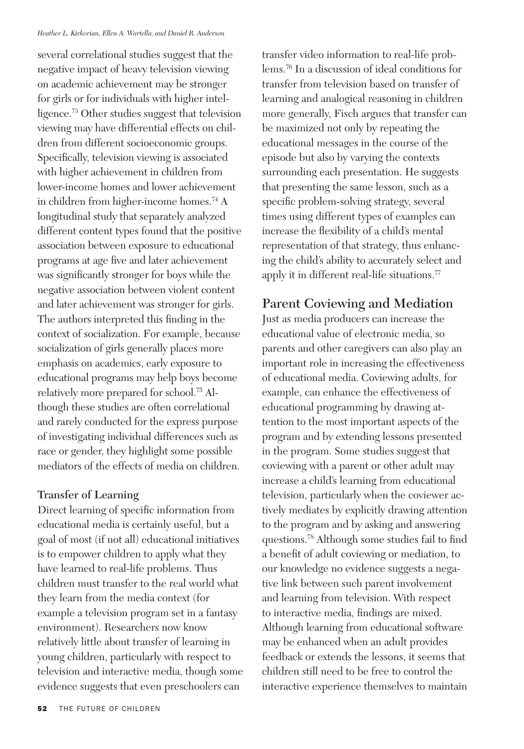several correlational studies suggest that the negative impact of heavy television viewing on academic achievement may be stronger for girls or for individuals with higher intelligence.[73] Other studies suggest that television viewing may have differential effects on children from different socioeconomic groups. Specifically, television viewing is associated with higher achievement in children from lower-income homes and lower achievement in children from higher-income homes.[74] A longitudinal study that separately analyzed different content types found that the positive association between exposure to educational programs at age five and later achievement was significantly stronger for boys while the negative association between violent content and later achievement was stronger for girls. The authors interpreted this finding in the context of socialization. For example, because socialization of girls generally places more emphasis on academics, early exposure to educational programs may help boys become relatively more prepared for school.[75] Although these studies are often correlational and rarely conducted for the express purpose of investigating individual differences such as race or gender, they highlight some possible mediators of the effects of media on children.

### Transfer of Learning

Direct learning of specific information from educational media is certainly useful, but a goal of most (if not all) educational initiatives is to empower children to apply what they have learned to real-life problems. Thus children must transfer to the real world what they learn from the media context (for example a television program set in a fantasy environment). Researchers now know relatively little about transfer of learning in young children, particularly with respect to television and interactive media, though some evidence suggests that even preschoolers can transfer video information to real-life problems.[76] In a discussion of ideal conditions for transfer from television based on transfer of learning and analogical reasoning in children more generally, Fisch argues that transfer can be maximized not only by repeating the educational messages in the course of the episode but also by varying the contexts surrounding each presentation. He suggests that presenting the same lesson, such as a specific problem-solving strategy, several times using different types of examples can increase the flexibility of a child's mental representation of that strategy, thus enhancing the child's ability to accurately select and apply it in different real-life situations.[77]

## Parent Coviewing and Mediation

Just as media producers can increase the educational value of electronic media, so parents and other caregivers can also play an important role in increasing the effectiveness of educational media. Coviewing adults, for example, can enhance the effectiveness of educational programming by drawing attention to the most important aspects of the program and by extending lessons presented in the program. Some studies suggest that coviewing with a parent or other adult may increase a child's learning from educational television, particularly when the coviewer actively mediates by explicitly drawing attention to the program and by asking and answering questions.[78] Although some studies fail to find a benefit of adult coviewing or mediation, to our knowledge no evidence suggests a negative link between such parent involvement and learning from television. With respect to interactive media, findings are mixed. Although learning from educational software may be enhanced when an adult provides feedback or extends the lessons, it seems that children still need to be free to control the interactive experience themselves to maintain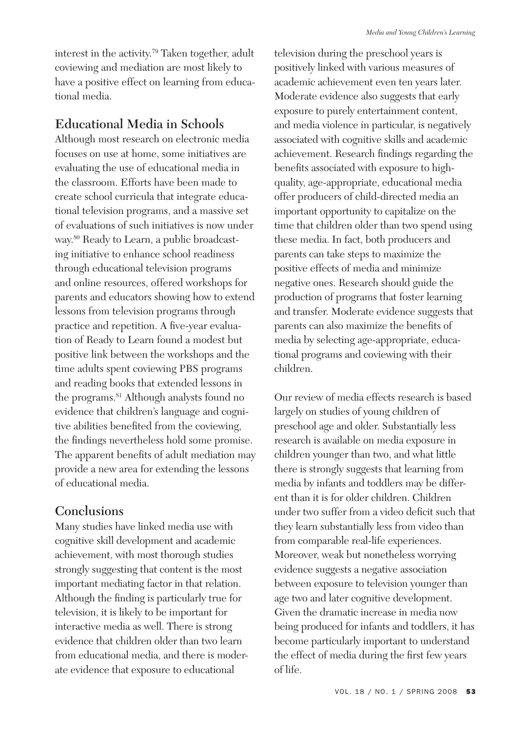interest in the activity.[79] Taken together, adult coviewing and mediation are most likely to have a positive effect on learning from educational media.

## Educational Media in Schools

Although most research on electronic media focuses on use at home, some initiatives are evaluating the use of educational media in the classroom. Efforts have been made to create school curricula that integrate educational television programs, and a massive set of evaluations of such initiatives is now under way.[80] Ready to Learn, a public broadcasting initiative to enhance school readiness through educational television programs and online resources, offered workshops for parents and educators showing how to extend lessons from television programs through practice and repetition. A five-year evaluation of Ready to Learn found a modest but positive link between the workshops and the time adults spent coviewing PBS programs and reading books that extended lessons in the programs.[81] Although analysts found no evidence that children's language and cognitive abilities benefited from the coviewing, the findings nevertheless hold some promise. The apparent benefits of adult mediation may provide a new area for extending the lessons of educational media.

## Conclusions

Many studies have linked media use with cognitive skill development and academic achievement, with most thorough studies strongly suggesting that content is the most important mediating factor in that relation. Although the finding is particularly true for television, it is likely to be important for interactive media as well. There is strong evidence that children older than two learn from educational media, and there is moderate evidence that exposure to educational television during the preschool years is positively linked with various measures of academic achievement even ten years later. Moderate evidence also suggests that early exposure to purely entertainment content, and media violence in particular, is negatively associated with cognitive skills and academic achievement. Research findings regarding the benefits associated with exposure to high-quality, age-appropriate, educational media offer producers of child-directed media an important opportunity to capitalize on the time that children older than two spend using these media. In fact, both producers and parents can take steps to maximize the positive effects of media and minimize negative ones. Research should guide the production of programs that foster learning and transfer. Moderate evidence suggests that parents can also maximize the benefits of media by selecting age-appropriate, educational programs and coviewing with their children.

Our review of media effects research is based largely on studies of young children of preschool age and older. Substantially less research is available on media exposure in children younger than two, and what little there is strongly suggests that learning from media by infants and toddlers may be different than it is for older children. Children under two suffer from a video deficit such that they learn substantially less from video than from comparable real-life experiences. Moreover, weak but nonetheless worrying evidence suggests a negative association between exposure to television younger than age two and later cognitive development. Given the dramatic increase in media now being produced for infants and toddlers, it has become particularly important to understand the effect of media during the first few years of life.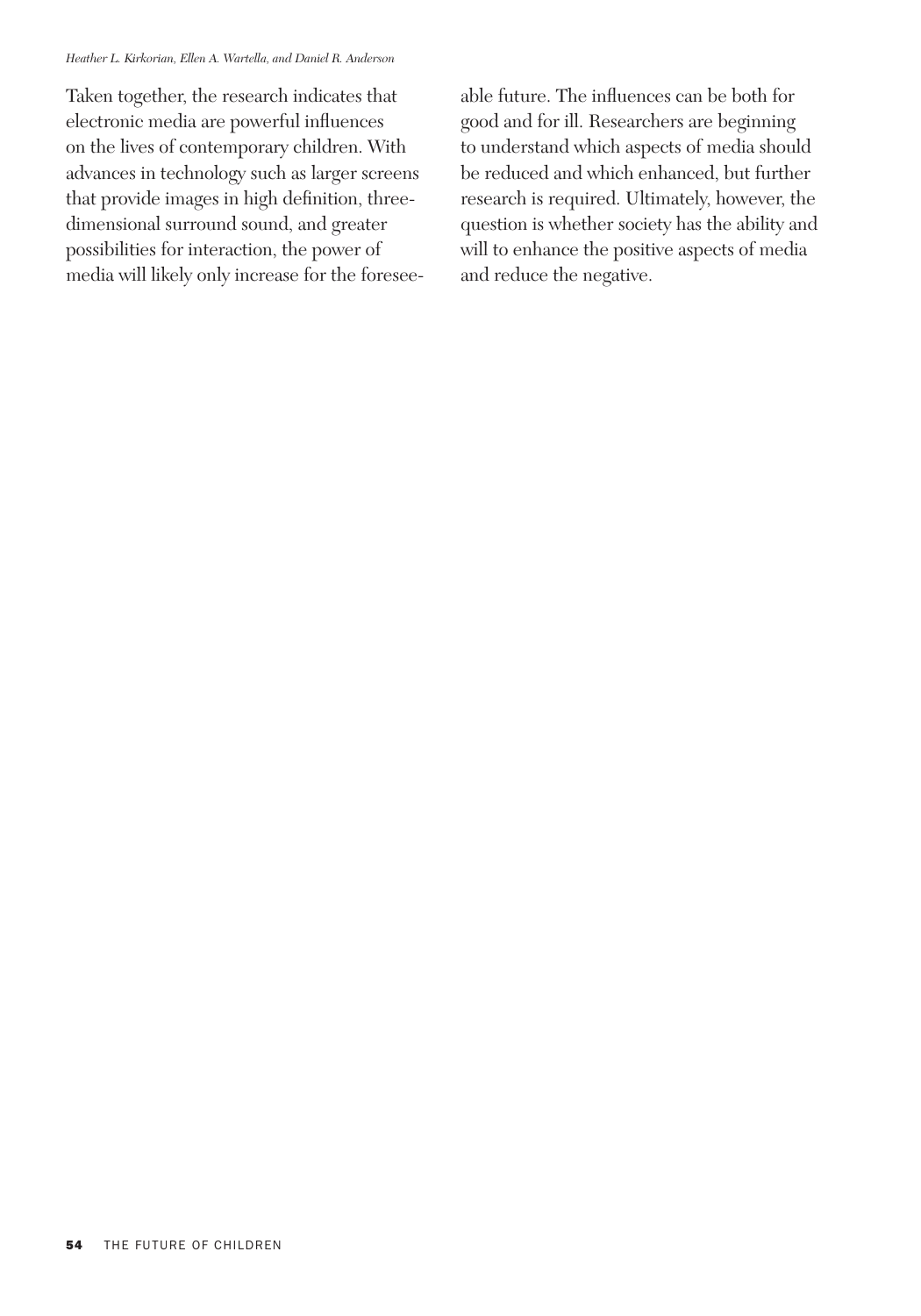Taken together, the research indicates that electronic media are powerful influences on the lives of contemporary children. With advances in technology such as larger screens that provide images in high definition, three-dimensional surround sound, and greater possibilities for interaction, the power of media will likely only increase for the foreseeable future. The influences can be both for good and for ill. Researchers are beginning to understand which aspects of media should be reduced and which enhanced, but further research is required. Ultimately, however, the question is whether society has the ability and will to enhance the positive aspects of media and reduce the negative.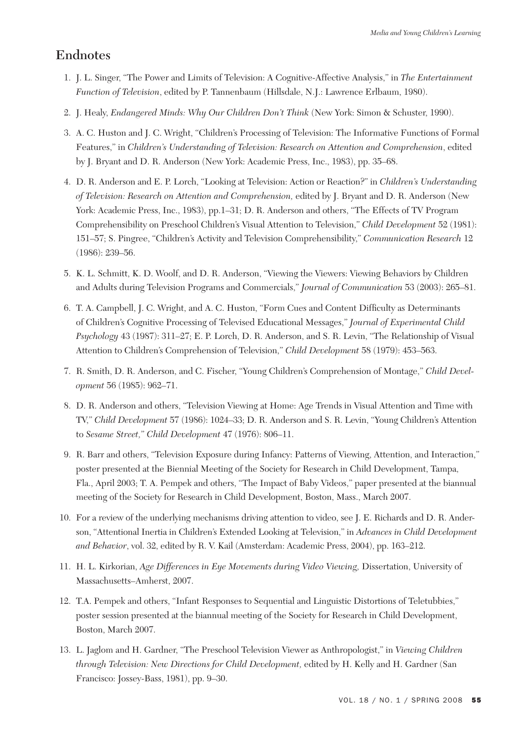## Endnotes

1. J. L. Singer, "The Power and Limits of Television: A Cognitive-Affective Analysis," in *The Entertainment Function of Television*, edited by P. Tannenbaum (Hillsdale, N.J.: Lawrence Erlbaum, 1980).
2. J. Healy, *Endangered Minds: Why Our Children Don't Think* (New York: Simon & Schuster, 1990).
3. A. C. Huston and J. C. Wright, "Children's Processing of Television: The Informative Functions of Formal Features," in *Children's Understanding of Television: Research on Attention and Comprehension*, edited by J. Bryant and D. R. Anderson (New York: Academic Press, Inc., 1983), pp. 35–68.
4. D. R. Anderson and E. P. Lorch, "Looking at Television: Action or Reaction?" in *Children's Understanding of Television: Research on Attention and Comprehension,* edited by J. Bryant and D. R. Anderson (New York: Academic Press, Inc., 1983), pp.1–31; D. R. Anderson and others, "The Effects of TV Program Comprehensibility on Preschool Children's Visual Attention to Television," *Child Development* 52 (1981): 151–57; S. Pingree, "Children's Activity and Television Comprehensibility," *Communication Research* 12 (1986): 239–56.
5. K. L. Schmitt, K. D. Woolf, and D. R. Anderson, "Viewing the Viewers: Viewing Behaviors by Children and Adults during Television Programs and Commercials," *Journal of Communication* 53 (2003): 265–81.
6. T. A. Campbell, J. C. Wright, and A. C. Huston, "Form Cues and Content Difficulty as Determinants of Children's Cognitive Processing of Televised Educational Messages," *Journal of Experimental Child Psychology* 43 (1987): 311–27; E. P. Lorch, D. R. Anderson, and S. R. Levin, "The Relationship of Visual Attention to Children's Comprehension of Television," *Child Development* 58 (1979): 453–563.
7. R. Smith, D. R. Anderson, and C. Fischer, "Young Children's Comprehension of Montage," *Child Development* 56 (1985): 962–71.
8. D. R. Anderson and others, "Television Viewing at Home: Age Trends in Visual Attention and Time with TV," *Child Development* 57 (1986): 1024–33; D. R. Anderson and S. R. Levin, "Young Children's Attention to *Sesame Street,*" *Child Development* 47 (1976): 806–11.
9. R. Barr and others, "Television Exposure during Infancy: Patterns of Viewing, Attention, and Interaction," poster presented at the Biennial Meeting of the Society for Research in Child Development, Tampa, Fla., April 2003; T. A. Pempek and others, "The Impact of Baby Videos," paper presented at the biannual meeting of the Society for Research in Child Development, Boston, Mass., March 2007.
10. For a review of the underlying mechanisms driving attention to video, see J. E. Richards and D. R. Anderson, "Attentional Inertia in Children's Extended Looking at Television," in *Advances in Child Development and Behavior*, vol. 32, edited by R. V. Kail (Amsterdam: Academic Press, 2004), pp. 163–212.
11. H. L. Kirkorian, *Age Differences in Eye Movements during Video Viewing,* Dissertation, University of Massachusetts–Amherst, 2007.
12. T.A. Pempek and others, "Infant Responses to Sequential and Linguistic Distortions of Teletubbies," poster session presented at the biannual meeting of the Society for Research in Child Development, Boston, March 2007.
13. L. Jaglom and H. Gardner, "The Preschool Television Viewer as Anthropologist," in *Viewing Children through Television: New Directions for Child Development,* edited by H. Kelly and H. Gardner (San Francisco: Jossey-Bass, 1981), pp. 9–30.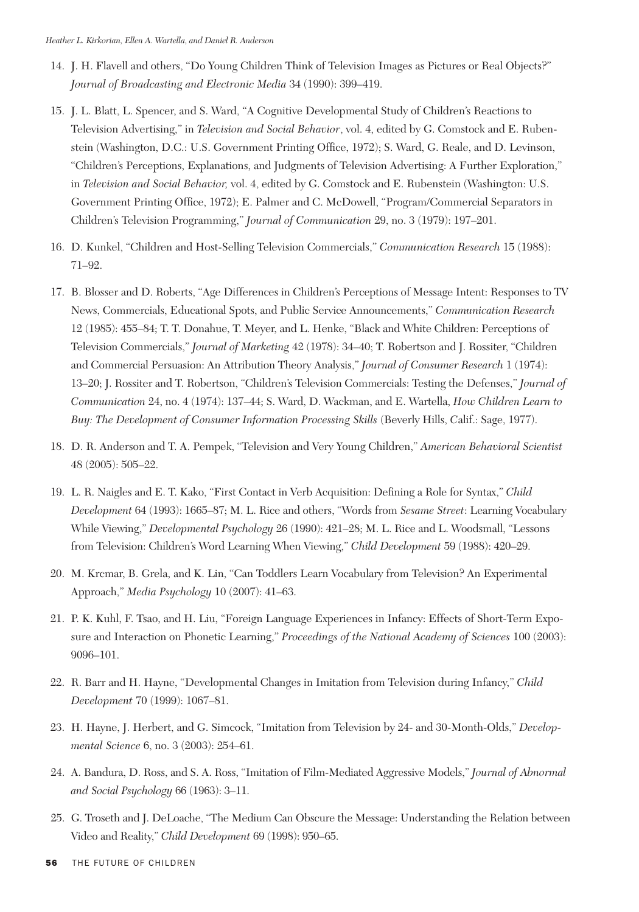14. J. H. Flavell and others, "Do Young Children Think of Television Images as Pictures or Real Objects?" *Journal of Broadcasting and Electronic Media* 34 (1990): 399–419.

15. J. L. Blatt, L. Spencer, and S. Ward, "A Cognitive Developmental Study of Children's Reactions to Television Advertising," in *Television and Social Behavior*, vol. 4, edited by G. Comstock and E. Rubenstein (Washington, D.C.: U.S. Government Printing Office, 1972); S. Ward, G. Reale, and D. Levinson, "Children's Perceptions, Explanations, and Judgments of Television Advertising: A Further Exploration," in *Television and Social Behavior,* vol. 4, edited by G. Comstock and E. Rubenstein (Washington: U.S. Government Printing Office, 1972); E. Palmer and C. McDowell, "Program/Commercial Separators in Children's Television Programming," *Journal of Communication* 29, no. 3 (1979): 197–201.

16. D. Kunkel, "Children and Host-Selling Television Commercials," *Communication Research* 15 (1988): 71–92.

17. B. Blosser and D. Roberts, "Age Differences in Children's Perceptions of Message Intent: Responses to TV News, Commercials, Educational Spots, and Public Service Announcements," *Communication Research* 12 (1985): 455–84; T. T. Donahue, T. Meyer, and L. Henke, "Black and White Children: Perceptions of Television Commercials," *Journal of Marketing* 42 (1978): 34–40; T. Robertson and J. Rossiter, "Children and Commercial Persuasion: An Attribution Theory Analysis," *Journal of Consumer Research* 1 (1974): 13–20; J. Rossiter and T. Robertson, "Children's Television Commercials: Testing the Defenses," *Journal of Communication* 24, no. 4 (1974): 137–44; S. Ward, D. Wackman, and E. Wartella, *How Children Learn to Buy: The Development of Consumer Information Processing Skills* (Beverly Hills, Calif.: Sage, 1977).

18. D. R. Anderson and T. A. Pempek, "Television and Very Young Children," *American Behavioral Scientist* 48 (2005): 505–22.

19. L. R. Naigles and E. T. Kako, "First Contact in Verb Acquisition: Defining a Role for Syntax," *Child Development* 64 (1993): 1665–87; M. L. Rice and others, "Words from *Sesame Street*: Learning Vocabulary While Viewing," *Developmental Psychology* 26 (1990): 421–28; M. L. Rice and L. Woodsmall, "Lessons from Television: Children's Word Learning When Viewing," *Child Development* 59 (1988): 420–29.

20. M. Krcmar, B. Grela, and K. Lin, "Can Toddlers Learn Vocabulary from Television? An Experimental Approach," *Media Psychology* 10 (2007): 41–63.

21. P. K. Kuhl, F. Tsao, and H. Liu, "Foreign Language Experiences in Infancy: Effects of Short-Term Exposure and Interaction on Phonetic Learning," *Proceedings of the National Academy of Sciences* 100 (2003): 9096–101.

22. R. Barr and H. Hayne, "Developmental Changes in Imitation from Television during Infancy," *Child Development* 70 (1999): 1067–81.

23. H. Hayne, J. Herbert, and G. Simcock, "Imitation from Television by 24- and 30-Month-Olds," *Developmental Science* 6, no. 3 (2003): 254–61.

24. A. Bandura, D. Ross, and S. A. Ross, "Imitation of Film-Mediated Aggressive Models," *Journal of Abnormal and Social Psychology* 66 (1963): 3–11.

25. G. Troseth and J. DeLoache, "The Medium Can Obscure the Message: Understanding the Relation between Video and Reality," *Child Development* 69 (1998): 950–65.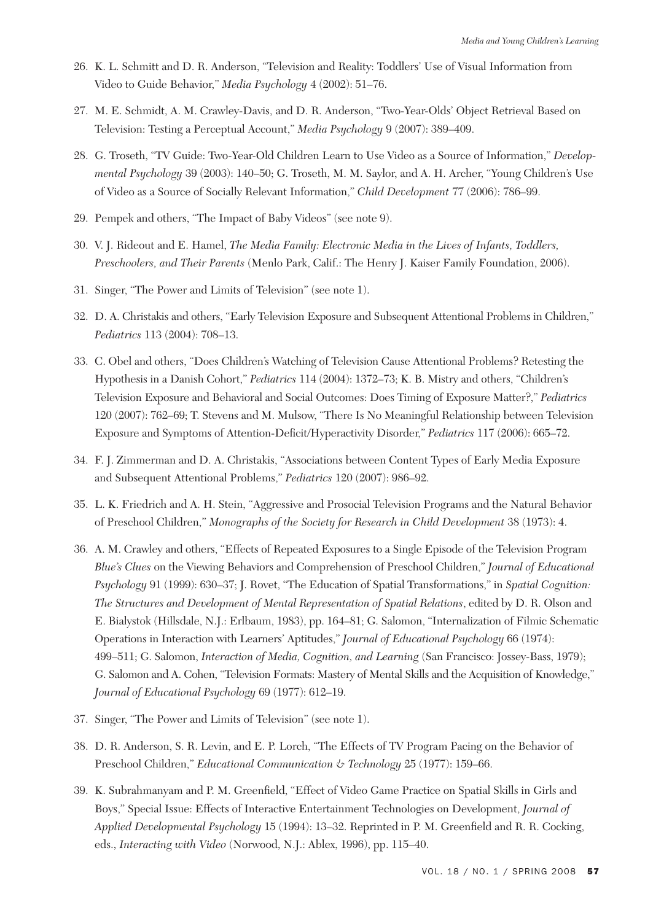26. K. L. Schmitt and D. R. Anderson, "Television and Reality: Toddlers' Use of Visual Information from Video to Guide Behavior," *Media Psychology* 4 (2002): 51–76.

27. M. E. Schmidt, A. M. Crawley-Davis, and D. R. Anderson, "Two-Year-Olds' Object Retrieval Based on Television: Testing a Perceptual Account," *Media Psychology* 9 (2007): 389–409.

28. G. Troseth, "TV Guide: Two-Year-Old Children Learn to Use Video as a Source of Information," *Developmental Psychology* 39 (2003): 140–50; G. Troseth, M. M. Saylor, and A. H. Archer, "Young Children's Use of Video as a Source of Socially Relevant Information," *Child Development* 77 (2006): 786–99.

29. Pempek and others, "The Impact of Baby Videos" (see note 9).

30. V. J. Rideout and E. Hamel, *The Media Family: Electronic Media in the Lives of Infants, Toddlers, Preschoolers, and Their Parents* (Menlo Park, Calif.: The Henry J. Kaiser Family Foundation, 2006).

31. Singer, "The Power and Limits of Television" (see note 1).

32. D. A. Christakis and others, "Early Television Exposure and Subsequent Attentional Problems in Children," *Pediatrics* 113 (2004): 708–13.

33. C. Obel and others, "Does Children's Watching of Television Cause Attentional Problems? Retesting the Hypothesis in a Danish Cohort," *Pediatrics* 114 (2004): 1372–73; K. B. Mistry and others, "Children's Television Exposure and Behavioral and Social Outcomes: Does Timing of Exposure Matter?," *Pediatrics* 120 (2007): 762–69; T. Stevens and M. Mulsow, "There Is No Meaningful Relationship between Television Exposure and Symptoms of Attention-Deficit/Hyperactivity Disorder," *Pediatrics* 117 (2006): 665–72.

34. F. J. Zimmerman and D. A. Christakis, "Associations between Content Types of Early Media Exposure and Subsequent Attentional Problems," *Pediatrics* 120 (2007): 986–92.

35. L. K. Friedrich and A. H. Stein, "Aggressive and Prosocial Television Programs and the Natural Behavior of Preschool Children," *Monographs of the Society for Research in Child Development* 38 (1973): 4.

36. A. M. Crawley and others, "Effects of Repeated Exposures to a Single Episode of the Television Program *Blue's Clues* on the Viewing Behaviors and Comprehension of Preschool Children," *Journal of Educational Psychology* 91 (1999): 630–37; J. Rovet, "The Education of Spatial Transformations," in *Spatial Cognition: The Structures and Development of Mental Representation of Spatial Relations*, edited by D. R. Olson and E. Bialystok (Hillsdale, N.J.: Erlbaum, 1983), pp. 164–81; G. Salomon, "Internalization of Filmic Schematic Operations in Interaction with Learners' Aptitudes," *Journal of Educational Psychology* 66 (1974): 499–511; G. Salomon, *Interaction of Media, Cognition, and Learning* (San Francisco: Jossey-Bass, 1979); G. Salomon and A. Cohen, "Television Formats: Mastery of Mental Skills and the Acquisition of Knowledge," *Journal of Educational Psychology* 69 (1977): 612–19.

37. Singer, "The Power and Limits of Television" (see note 1).

38. D. R. Anderson, S. R. Levin, and E. P. Lorch, "The Effects of TV Program Pacing on the Behavior of Preschool Children," *Educational Communication & Technology* 25 (1977): 159–66.

39. K. Subrahmanyam and P. M. Greenfield, "Effect of Video Game Practice on Spatial Skills in Girls and Boys," Special Issue: Effects of Interactive Entertainment Technologies on Development, *Journal of Applied Developmental Psychology* 15 (1994): 13–32. Reprinted in P. M. Greenfield and R. R. Cocking, eds., *Interacting with Video* (Norwood, N.J.: Ablex, 1996), pp. 115–40.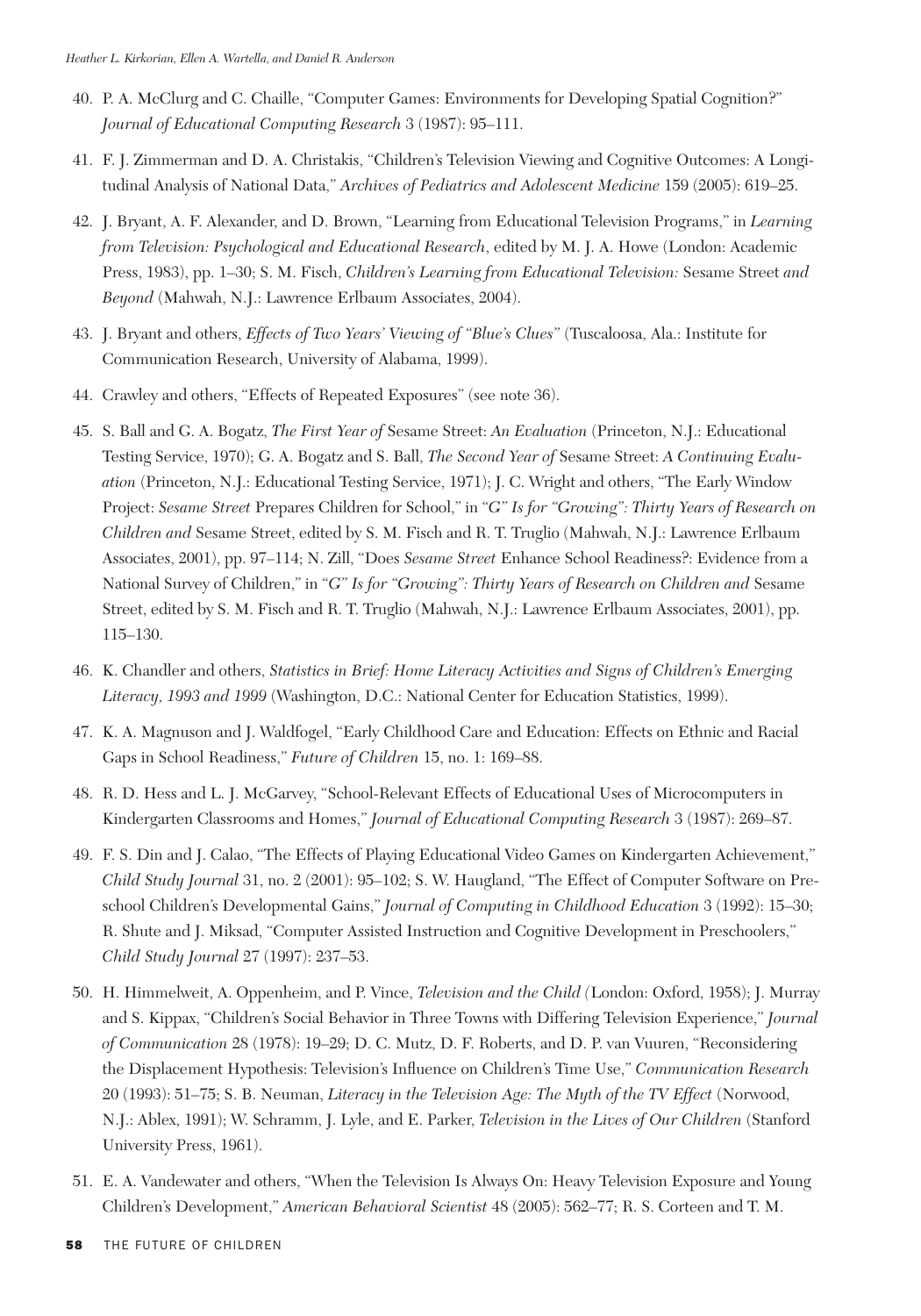40. P. A. McClurg and C. Chaille, "Computer Games: Environments for Developing Spatial Cognition?" *Journal of Educational Computing Research* 3 (1987): 95–111.

41. F. J. Zimmerman and D. A. Christakis, "Children's Television Viewing and Cognitive Outcomes: A Longitudinal Analysis of National Data," *Archives of Pediatrics and Adolescent Medicine* 159 (2005): 619–25.

42. J. Bryant, A. F. Alexander, and D. Brown, "Learning from Educational Television Programs," in *Learning from Television: Psychological and Educational Research*, edited by M. J. A. Howe (London: Academic Press, 1983), pp. 1–30; S. M. Fisch, *Children's Learning from Educational Television:* Sesame Street *and Beyond* (Mahwah, N.J.: Lawrence Erlbaum Associates, 2004).

43. J. Bryant and others, *Effects of Two Years' Viewing of "Blue's Clues"* (Tuscaloosa, Ala.: Institute for Communication Research, University of Alabama, 1999).

44. Crawley and others, "Effects of Repeated Exposures" (see note 36).

45. S. Ball and G. A. Bogatz, *The First Year of* Sesame Street: *An Evaluation* (Princeton, N.J.: Educational Testing Service, 1970); G. A. Bogatz and S. Ball, *The Second Year of* Sesame Street: *A Continuing Evaluation* (Princeton, N.J.: Educational Testing Service, 1971); J. C. Wright and others, "The Early Window Project: *Sesame Street* Prepares Children for School," in *"G" Is for "Growing": Thirty Years of Research on Children and* Sesame Street, edited by S. M. Fisch and R. T. Truglio (Mahwah, N.J.: Lawrence Erlbaum Associates, 2001), pp. 97–114; N. Zill, "Does *Sesame Street* Enhance School Readiness?: Evidence from a National Survey of Children," in *"G" Is for "Growing": Thirty Years of Research on Children and* Sesame Street, edited by S. M. Fisch and R. T. Truglio (Mahwah, N.J.: Lawrence Erlbaum Associates, 2001), pp. 115–130.

46. K. Chandler and others, *Statistics in Brief: Home Literacy Activities and Signs of Children's Emerging Literacy, 1993 and 1999* (Washington, D.C.: National Center for Education Statistics, 1999).

47. K. A. Magnuson and J. Waldfogel, "Early Childhood Care and Education: Effects on Ethnic and Racial Gaps in School Readiness," *Future of Children* 15, no. 1: 169–88.

48. R. D. Hess and L. J. McGarvey, "School-Relevant Effects of Educational Uses of Microcomputers in Kindergarten Classrooms and Homes," *Journal of Educational Computing Research* 3 (1987): 269–87.

49. F. S. Din and J. Calao, "The Effects of Playing Educational Video Games on Kindergarten Achievement," *Child Study Journal* 31, no. 2 (2001): 95–102; S. W. Haugland, "The Effect of Computer Software on Preschool Children's Developmental Gains," *Journal of Computing in Childhood Education* 3 (1992): 15–30; R. Shute and J. Miksad, "Computer Assisted Instruction and Cognitive Development in Preschoolers," *Child Study Journal* 27 (1997): 237–53.

50. H. Himmelweit, A. Oppenheim, and P. Vince, *Television and the Child* (London: Oxford, 1958); J. Murray and S. Kippax, "Children's Social Behavior in Three Towns with Differing Television Experience," *Journal of Communication* 28 (1978): 19–29; D. C. Mutz, D. F. Roberts, and D. P. van Vuuren, "Reconsidering the Displacement Hypothesis: Television's Influence on Children's Time Use," *Communication Research* 20 (1993): 51–75; S. B. Neuman, *Literacy in the Television Age: The Myth of the TV Effect* (Norwood, N.J.: Ablex, 1991); W. Schramm, J. Lyle, and E. Parker, *Television in the Lives of Our Children* (Stanford University Press, 1961).

51. E. A. Vandewater and others, "When the Television Is Always On: Heavy Television Exposure and Young Children's Development," *American Behavioral Scientist* 48 (2005): 562–77; R. S. Corteen and T. M.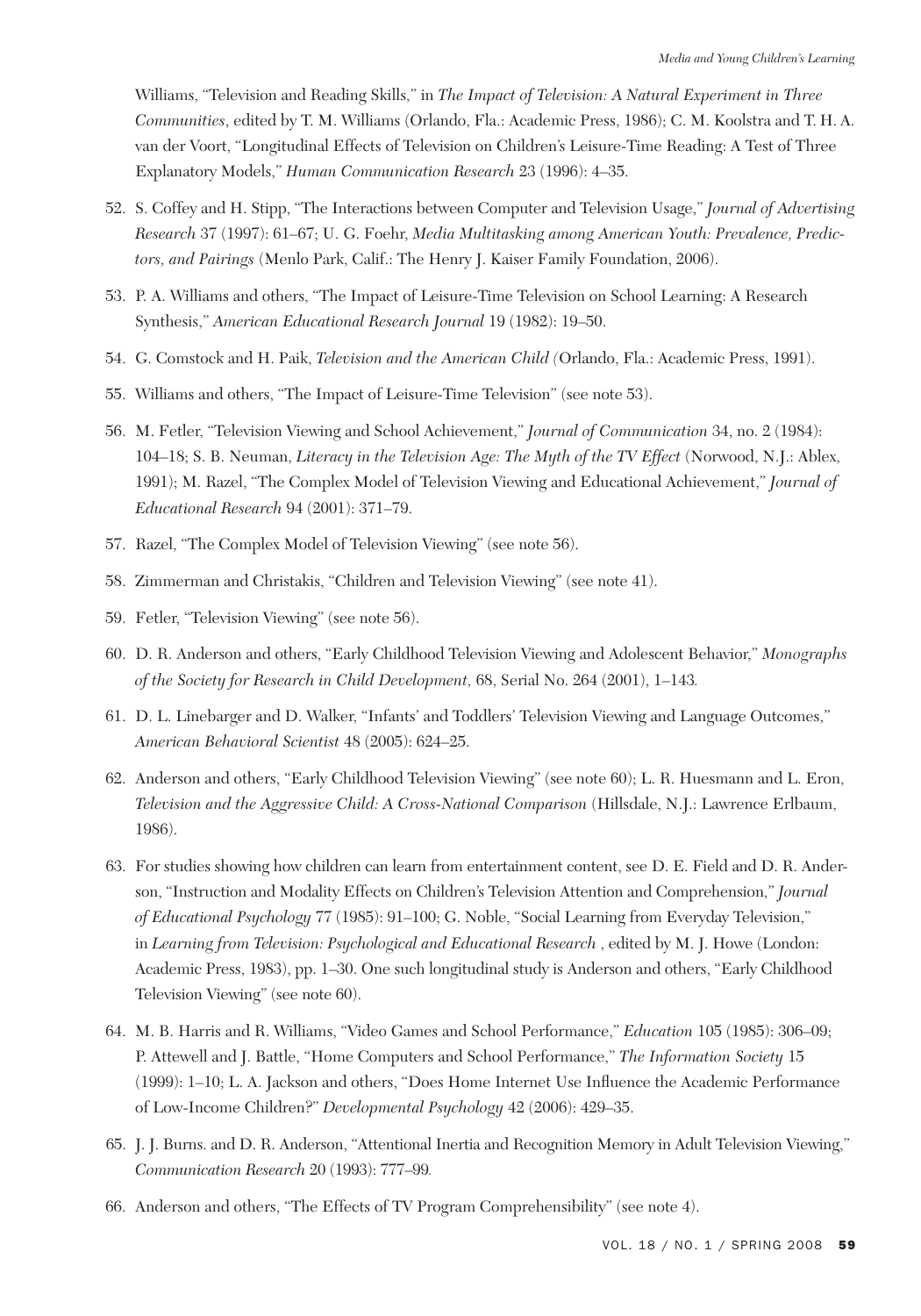Williams, "Television and Reading Skills," in *The Impact of Television: A Natural Experiment in Three Communities*, edited by T. M. Williams (Orlando, Fla.: Academic Press, 1986); C. M. Koolstra and T. H. A. van der Voort, "Longitudinal Effects of Television on Children's Leisure-Time Reading: A Test of Three Explanatory Models," *Human Communication Research* 23 (1996): 4–35.

52. S. Coffey and H. Stipp, "The Interactions between Computer and Television Usage," *Journal of Advertising Research* 37 (1997): 61–67; U. G. Foehr, *Media Multitasking among American Youth: Prevalence, Predictors, and Pairings* (Menlo Park, Calif.: The Henry J. Kaiser Family Foundation, 2006).

53. P. A. Williams and others, "The Impact of Leisure-Time Television on School Learning: A Research Synthesis," *American Educational Research Journal* 19 (1982): 19–50.

54. G. Comstock and H. Paik, *Television and the American Child* (Orlando, Fla.: Academic Press, 1991).

55. Williams and others, "The Impact of Leisure-Time Television" (see note 53).

56. M. Fetler, "Television Viewing and School Achievement," *Journal of Communication* 34, no. 2 (1984): 104–18; S. B. Neuman, *Literacy in the Television Age: The Myth of the TV Effect* (Norwood, N.J.: Ablex, 1991); M. Razel, "The Complex Model of Television Viewing and Educational Achievement," *Journal of Educational Research* 94 (2001): 371–79.

57. Razel, "The Complex Model of Television Viewing" (see note 56).

58. Zimmerman and Christakis, "Children and Television Viewing" (see note 41).

59. Fetler, "Television Viewing" (see note 56).

60. D. R. Anderson and others, "Early Childhood Television Viewing and Adolescent Behavior," *Monographs of the Society for Research in Child Development,* 68, Serial No. 264 (2001), 1–143.

61. D. L. Linebarger and D. Walker, "Infants' and Toddlers' Television Viewing and Language Outcomes," *American Behavioral Scientist* 48 (2005): 624–25.

62. Anderson and others, "Early Childhood Television Viewing" (see note 60); L. R. Huesmann and L. Eron, *Television and the Aggressive Child: A Cross-National Comparison* (Hillsdale, N.J.: Lawrence Erlbaum, 1986).

63. For studies showing how children can learn from entertainment content, see D. E. Field and D. R. Anderson, "Instruction and Modality Effects on Children's Television Attention and Comprehension," *Journal of Educational Psychology* 77 (1985): 91–100; G. Noble, "Social Learning from Everyday Television," in *Learning from Television: Psychological and Educational Research* , edited by M. J. Howe (London: Academic Press, 1983), pp. 1–30. One such longitudinal study is Anderson and others, "Early Childhood Television Viewing" (see note 60).

64. M. B. Harris and R. Williams, "Video Games and School Performance," *Education* 105 (1985): 306–09; P. Attewell and J. Battle, "Home Computers and School Performance," *The Information Society* 15 (1999): 1–10; L. A. Jackson and others, "Does Home Internet Use Influence the Academic Performance of Low-Income Children?" *Developmental Psychology* 42 (2006): 429–35.

65. J. J. Burns. and D. R. Anderson, "Attentional Inertia and Recognition Memory in Adult Television Viewing," *Communication Research* 20 (1993): 777–99.

66. Anderson and others, "The Effects of TV Program Comprehensibility" (see note 4).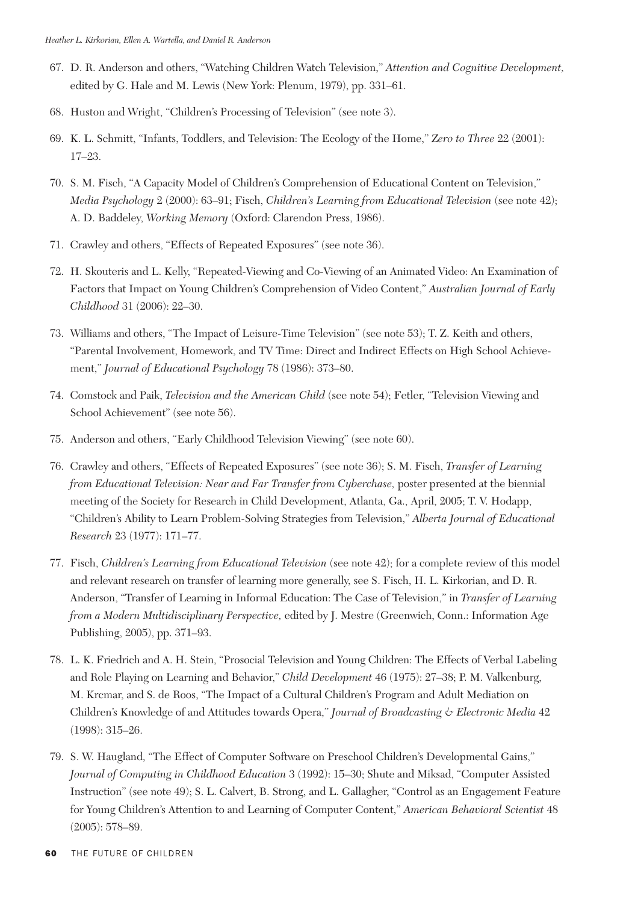67. D. R. Anderson and others, "Watching Children Watch Television," *Attention and Cognitive Development,* edited by G. Hale and M. Lewis (New York: Plenum, 1979), pp. 331–61.

68. Huston and Wright, "Children's Processing of Television" (see note 3).

69. K. L. Schmitt, "Infants, Toddlers, and Television: The Ecology of the Home," *Zero to Three* 22 (2001): 17–23.

70. S. M. Fisch, "A Capacity Model of Children's Comprehension of Educational Content on Television," *Media Psychology* 2 (2000): 63–91; Fisch, *Children's Learning from Educational Television* (see note 42); A. D. Baddeley, *Working Memory* (Oxford: Clarendon Press, 1986).

71. Crawley and others, "Effects of Repeated Exposures" (see note 36).

72. H. Skouteris and L. Kelly, "Repeated-Viewing and Co-Viewing of an Animated Video: An Examination of Factors that Impact on Young Children's Comprehension of Video Content," *Australian Journal of Early Childhood* 31 (2006): 22–30.

73. Williams and others, "The Impact of Leisure-Time Television" (see note 53); T. Z. Keith and others, "Parental Involvement, Homework, and TV Time: Direct and Indirect Effects on High School Achievement," *Journal of Educational Psychology* 78 (1986): 373–80.

74. Comstock and Paik, *Television and the American Child* (see note 54); Fetler, "Television Viewing and School Achievement" (see note 56).

75. Anderson and others, "Early Childhood Television Viewing" (see note 60).

76. Crawley and others, "Effects of Repeated Exposures" (see note 36); S. M. Fisch, *Transfer of Learning from Educational Television: Near and Far Transfer from Cyberchase,* poster presented at the biennial meeting of the Society for Research in Child Development, Atlanta, Ga., April, 2005; T. V. Hodapp, "Children's Ability to Learn Problem-Solving Strategies from Television," *Alberta Journal of Educational Research* 23 (1977): 171–77.

77. Fisch, *Children's Learning from Educational Television* (see note 42); for a complete review of this model and relevant research on transfer of learning more generally, see S. Fisch, H. L. Kirkorian, and D. R. Anderson, "Transfer of Learning in Informal Education: The Case of Television," in *Transfer of Learning from a Modern Multidisciplinary Perspective,* edited by J. Mestre (Greenwich, Conn.: Information Age Publishing, 2005), pp. 371–93.

78. L. K. Friedrich and A. H. Stein, "Prosocial Television and Young Children: The Effects of Verbal Labeling and Role Playing on Learning and Behavior," *Child Development* 46 (1975): 27–38; P. M. Valkenburg, M. Krcmar, and S. de Roos, "The Impact of a Cultural Children's Program and Adult Mediation on Children's Knowledge of and Attitudes towards Opera," *Journal of Broadcasting & Electronic Media* 42 (1998): 315–26.

79. S. W. Haugland, "The Effect of Computer Software on Preschool Children's Developmental Gains," *Journal of Computing in Childhood Education* 3 (1992): 15–30; Shute and Miksad, "Computer Assisted Instruction" (see note 49); S. L. Calvert, B. Strong, and L. Gallagher, "Control as an Engagement Feature for Young Children's Attention to and Learning of Computer Content," *American Behavioral Scientist* 48 (2005): 578–89.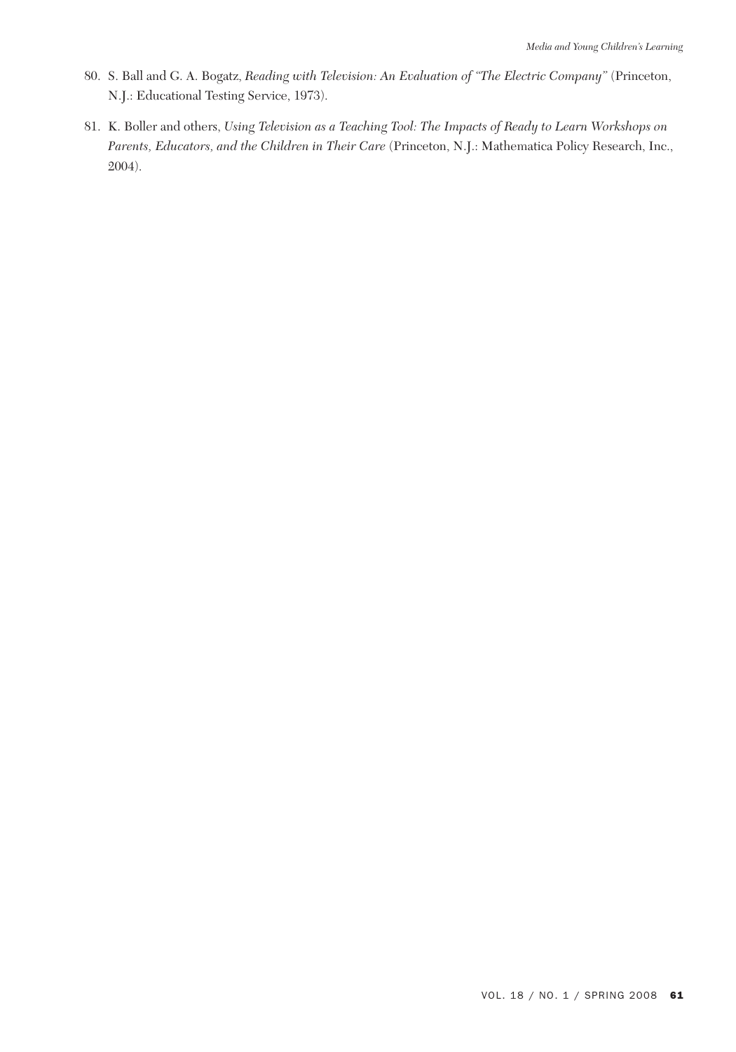80. S. Ball and G. A. Bogatz, *Reading with Television: An Evaluation of "The Electric Company"* (Princeton, N.J.: Educational Testing Service, 1973).

81. K. Boller and others, *Using Television as a Teaching Tool: The Impacts of Ready to Learn Workshops on Parents, Educators, and the Children in Their Care* (Princeton, N.J.: Mathematica Policy Research, Inc., 2004).